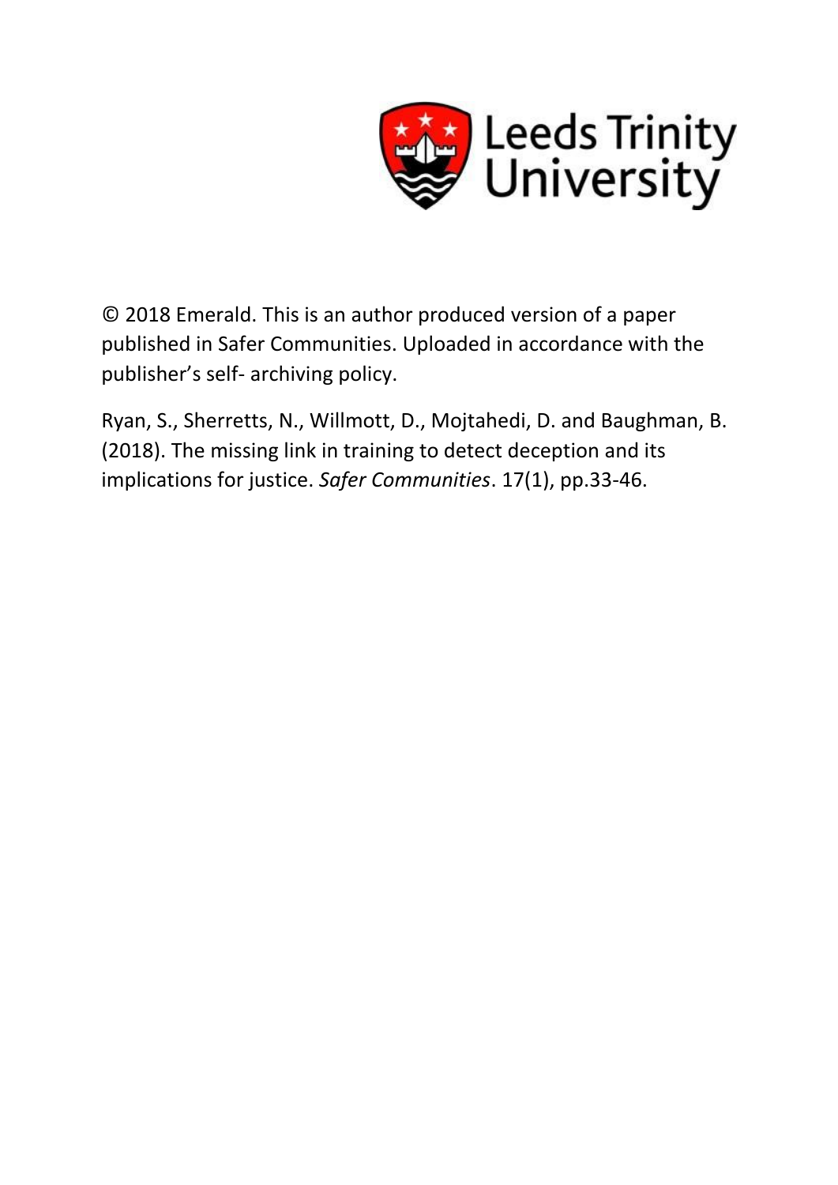Leeds Trinity University

© 2018 Emerald. This is an author produced version of a paper published in Safer Communities. Uploaded in accordance with the publisher's self- archiving policy.

Ryan, S., Sherretts, N., Willmott, D., Mojtahedi, D. and Baughman, B. (2018). The missing link in training to detect deception and its implications for justice. *Safer Communities*. 17(1), pp.33-46.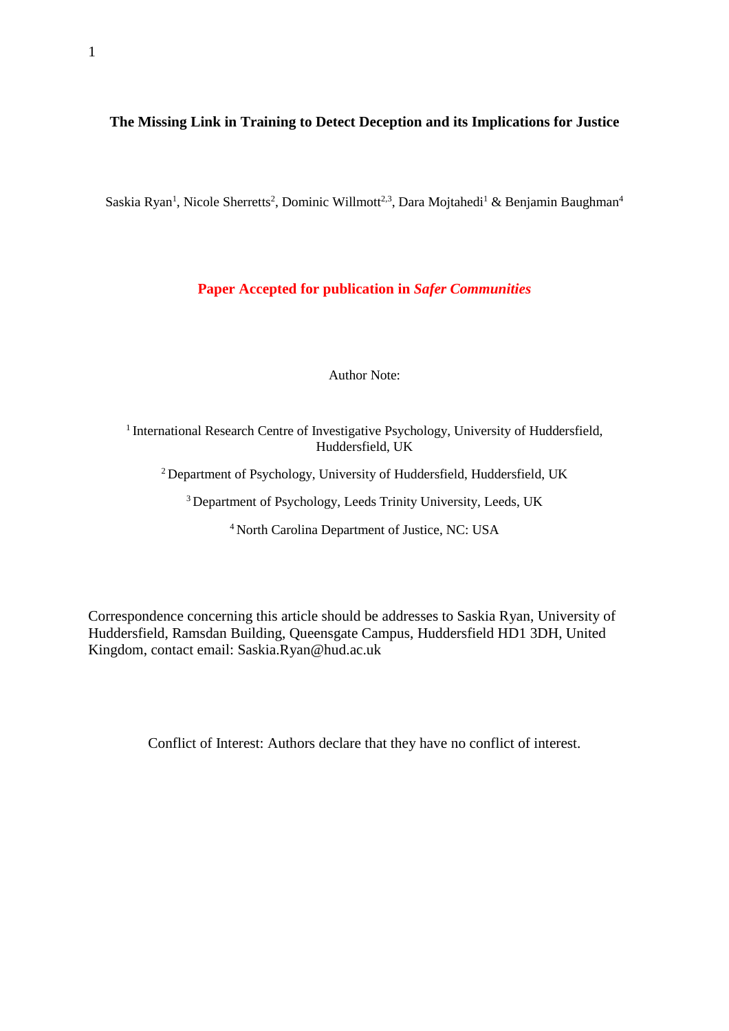**The Missing Link in Training to Detect Deception and its Implications for Justice**

Saskia Ryan[1], Nicole Sherretts[2], Dominic Willmott[2,3], Dara Mojtahedi[1] & Benjamin Baughman[4]

**Paper Accepted for publication in *Safer Communities***

Author Note:

[1] International Research Centre of Investigative Psychology, University of Huddersfield, Huddersfield, UK

[2] Department of Psychology, University of Huddersfield, Huddersfield, UK

[3] Department of Psychology, Leeds Trinity University, Leeds, UK

[4] North Carolina Department of Justice, NC: USA

Correspondence concerning this article should be addresses to Saskia Ryan, University of Huddersfield, Ramsdan Building, Queensgate Campus, Huddersfield HD1 3DH, United Kingdom, contact email: Saskia.Ryan@hud.ac.uk

Conflict of Interest: Authors declare that they have no conflict of interest.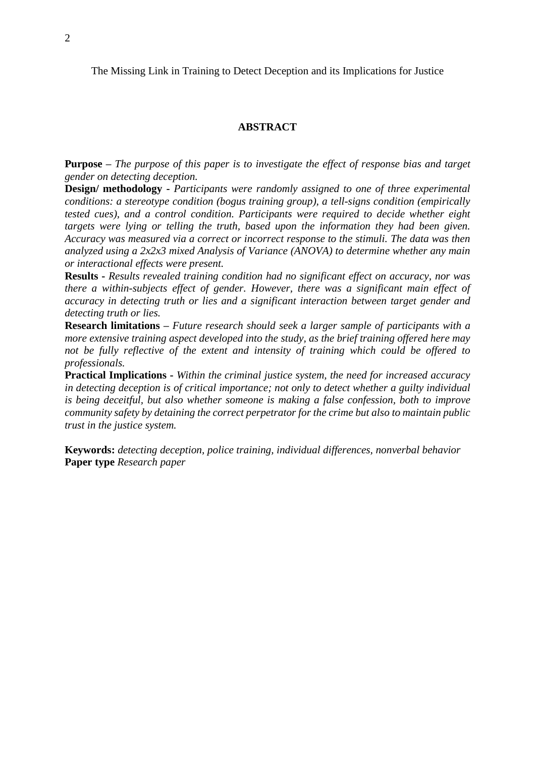The Missing Link in Training to Detect Deception and its Implications for Justice

## ABSTRACT

**Purpose** – *The purpose of this paper is to investigate the effect of response bias and target gender on detecting deception.*

**Design/ methodology** - *Participants were randomly assigned to one of three experimental conditions: a stereotype condition (bogus training group), a tell-signs condition (empirically tested cues), and a control condition. Participants were required to decide whether eight targets were lying or telling the truth, based upon the information they had been given. Accuracy was measured via a correct or incorrect response to the stimuli. The data was then analyzed using a 2x2x3 mixed Analysis of Variance (ANOVA) to determine whether any main or interactional effects were present.*

**Results** - *Results revealed training condition had no significant effect on accuracy, nor was there a within-subjects effect of gender. However, there was a significant main effect of accuracy in detecting truth or lies and a significant interaction between target gender and detecting truth or lies.*

**Research limitations** – *Future research should seek a larger sample of participants with a more extensive training aspect developed into the study, as the brief training offered here may not be fully reflective of the extent and intensity of training which could be offered to professionals.*

**Practical Implications** - *Within the criminal justice system, the need for increased accuracy in detecting deception is of critical importance; not only to detect whether a guilty individual is being deceitful, but also whether someone is making a false confession, both to improve community safety by detaining the correct perpetrator for the crime but also to maintain public trust in the justice system.*

**Keywords:** *detecting deception, police training, individual differences, nonverbal behavior*
**Paper type** *Research paper*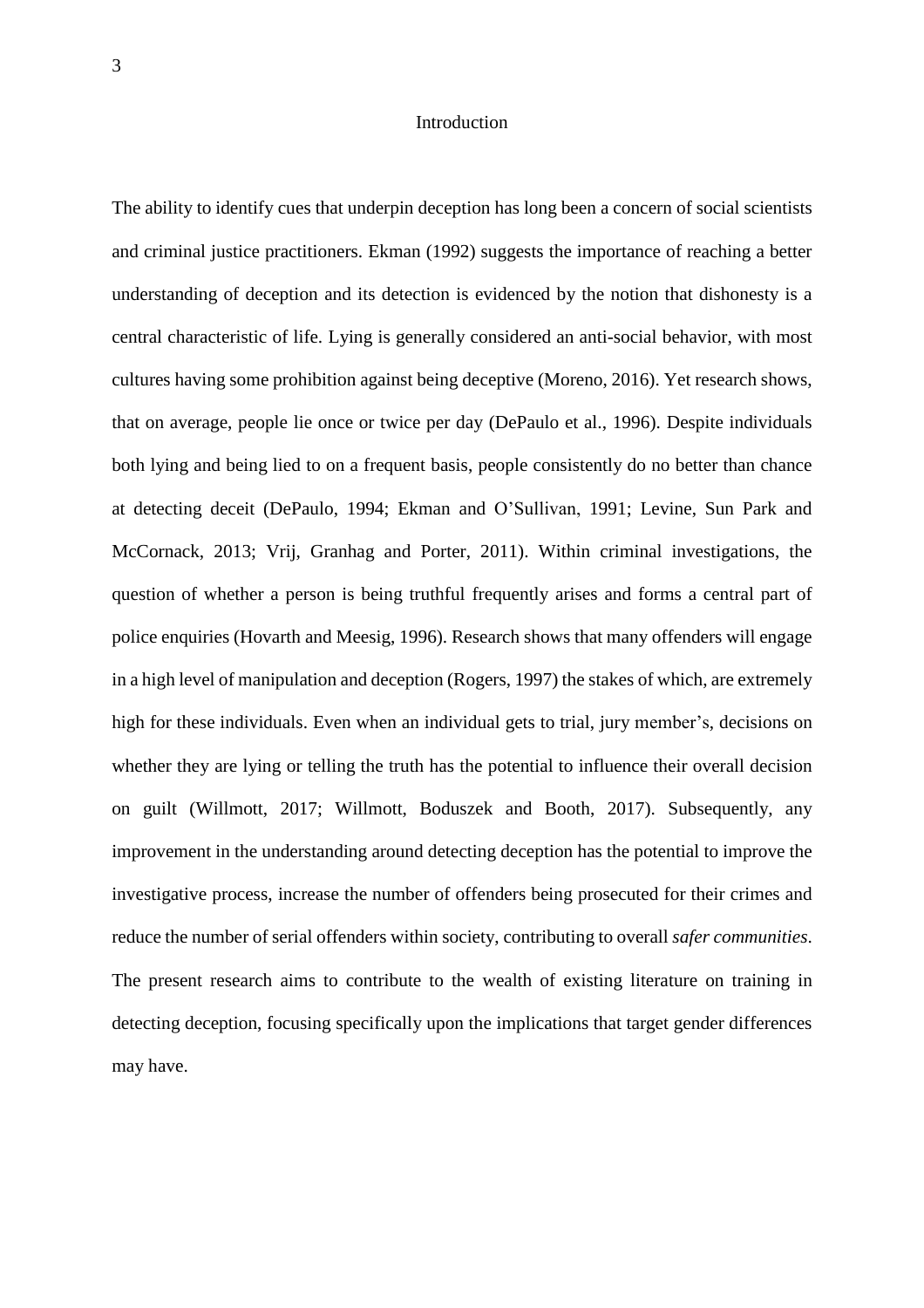# Introduction

The ability to identify cues that underpin deception has long been a concern of social scientists and criminal justice practitioners. Ekman (1992) suggests the importance of reaching a better understanding of deception and its detection is evidenced by the notion that dishonesty is a central characteristic of life. Lying is generally considered an anti-social behavior, with most cultures having some prohibition against being deceptive (Moreno, 2016). Yet research shows, that on average, people lie once or twice per day (DePaulo et al., 1996). Despite individuals both lying and being lied to on a frequent basis, people consistently do no better than chance at detecting deceit (DePaulo, 1994; Ekman and O'Sullivan, 1991; Levine, Sun Park and McCornack, 2013; Vrij, Granhag and Porter, 2011). Within criminal investigations, the question of whether a person is being truthful frequently arises and forms a central part of police enquiries (Hovarth and Meesig, 1996). Research shows that many offenders will engage in a high level of manipulation and deception (Rogers, 1997) the stakes of which, are extremely high for these individuals. Even when an individual gets to trial, jury member's, decisions on whether they are lying or telling the truth has the potential to influence their overall decision on guilt (Willmott, 2017; Willmott, Boduszek and Booth, 2017). Subsequently, any improvement in the understanding around detecting deception has the potential to improve the investigative process, increase the number of offenders being prosecuted for their crimes and reduce the number of serial offenders within society, contributing to overall *safer communities*. The present research aims to contribute to the wealth of existing literature on training in detecting deception, focusing specifically upon the implications that target gender differences may have.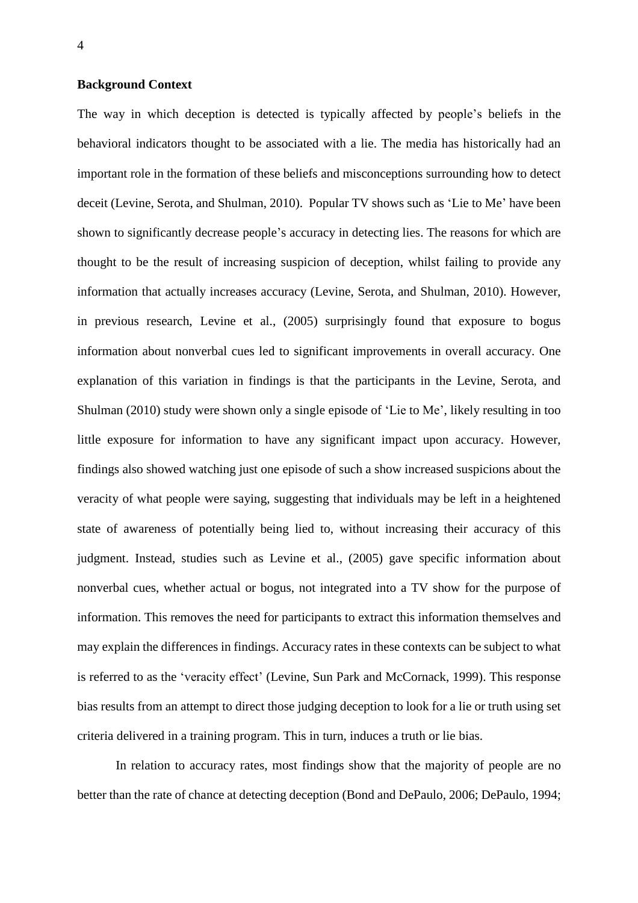**Background Context**

The way in which deception is detected is typically affected by people's beliefs in the behavioral indicators thought to be associated with a lie. The media has historically had an important role in the formation of these beliefs and misconceptions surrounding how to detect deceit (Levine, Serota, and Shulman, 2010). Popular TV shows such as 'Lie to Me' have been shown to significantly decrease people's accuracy in detecting lies. The reasons for which are thought to be the result of increasing suspicion of deception, whilst failing to provide any information that actually increases accuracy (Levine, Serota, and Shulman, 2010). However, in previous research, Levine et al., (2005) surprisingly found that exposure to bogus information about nonverbal cues led to significant improvements in overall accuracy. One explanation of this variation in findings is that the participants in the Levine, Serota, and Shulman (2010) study were shown only a single episode of 'Lie to Me', likely resulting in too little exposure for information to have any significant impact upon accuracy. However, findings also showed watching just one episode of such a show increased suspicions about the veracity of what people were saying, suggesting that individuals may be left in a heightened state of awareness of potentially being lied to, without increasing their accuracy of this judgment. Instead, studies such as Levine et al., (2005) gave specific information about nonverbal cues, whether actual or bogus, not integrated into a TV show for the purpose of information. This removes the need for participants to extract this information themselves and may explain the differences in findings. Accuracy rates in these contexts can be subject to what is referred to as the 'veracity effect' (Levine, Sun Park and McCornack, 1999). This response bias results from an attempt to direct those judging deception to look for a lie or truth using set criteria delivered in a training program. This in turn, induces a truth or lie bias.

In relation to accuracy rates, most findings show that the majority of people are no better than the rate of chance at detecting deception (Bond and DePaulo, 2006; DePaulo, 1994;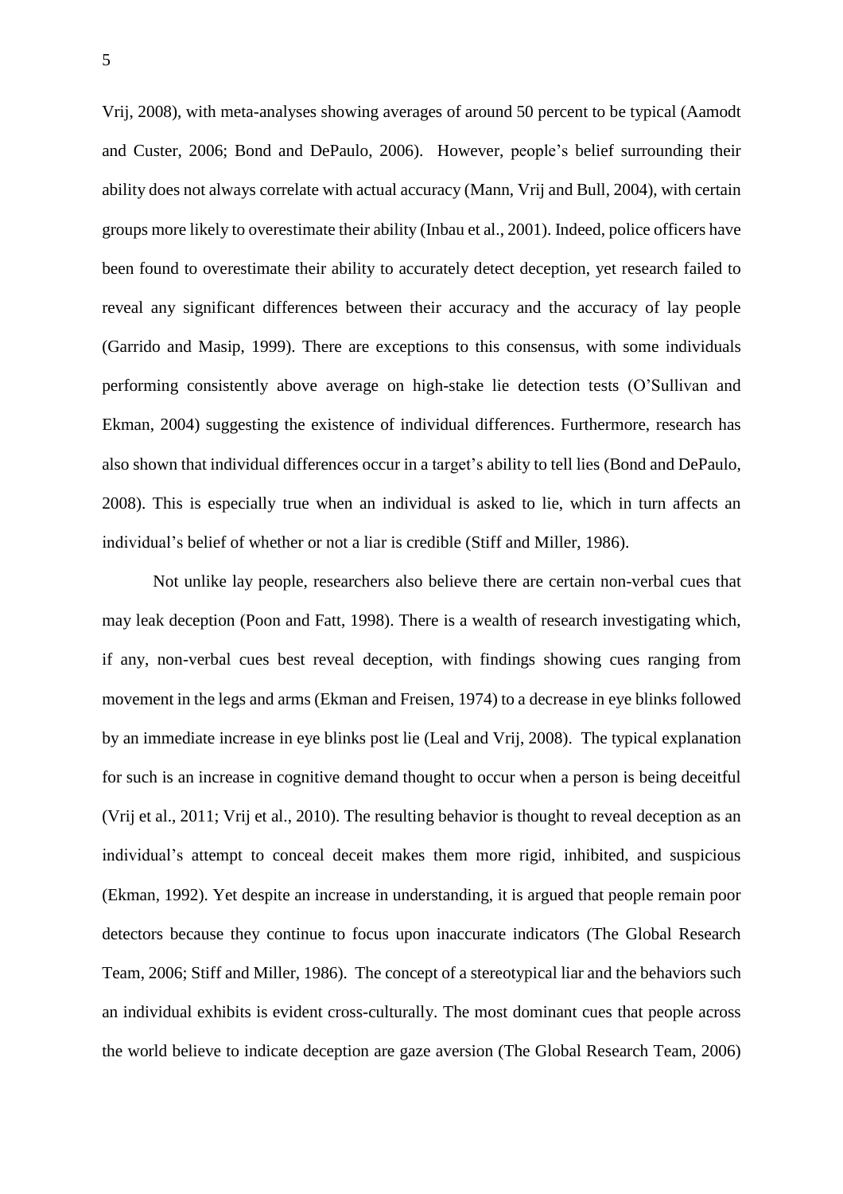Vrij, 2008), with meta-analyses showing averages of around 50 percent to be typical (Aamodt and Custer, 2006; Bond and DePaulo, 2006). However, people's belief surrounding their ability does not always correlate with actual accuracy (Mann, Vrij and Bull, 2004), with certain groups more likely to overestimate their ability (Inbau et al., 2001). Indeed, police officers have been found to overestimate their ability to accurately detect deception, yet research failed to reveal any significant differences between their accuracy and the accuracy of lay people (Garrido and Masip, 1999). There are exceptions to this consensus, with some individuals performing consistently above average on high-stake lie detection tests (O'Sullivan and Ekman, 2004) suggesting the existence of individual differences. Furthermore, research has also shown that individual differences occur in a target's ability to tell lies (Bond and DePaulo, 2008). This is especially true when an individual is asked to lie, which in turn affects an individual's belief of whether or not a liar is credible (Stiff and Miller, 1986).

Not unlike lay people, researchers also believe there are certain non-verbal cues that may leak deception (Poon and Fatt, 1998). There is a wealth of research investigating which, if any, non-verbal cues best reveal deception, with findings showing cues ranging from movement in the legs and arms (Ekman and Freisen, 1974) to a decrease in eye blinks followed by an immediate increase in eye blinks post lie (Leal and Vrij, 2008). The typical explanation for such is an increase in cognitive demand thought to occur when a person is being deceitful (Vrij et al., 2011; Vrij et al., 2010). The resulting behavior is thought to reveal deception as an individual's attempt to conceal deceit makes them more rigid, inhibited, and suspicious (Ekman, 1992). Yet despite an increase in understanding, it is argued that people remain poor detectors because they continue to focus upon inaccurate indicators (The Global Research Team, 2006; Stiff and Miller, 1986). The concept of a stereotypical liar and the behaviors such an individual exhibits is evident cross-culturally. The most dominant cues that people across the world believe to indicate deception are gaze aversion (The Global Research Team, 2006)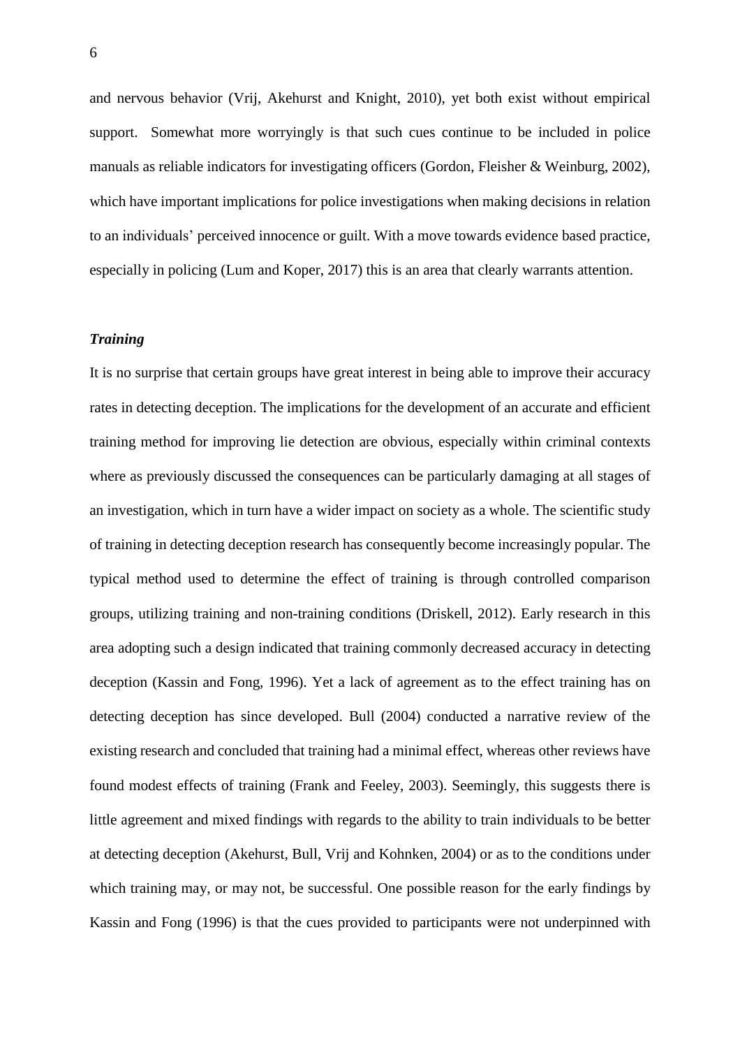and nervous behavior (Vrij, Akehurst and Knight, 2010), yet both exist without empirical support. Somewhat more worryingly is that such cues continue to be included in police manuals as reliable indicators for investigating officers (Gordon, Fleisher & Weinburg, 2002), which have important implications for police investigations when making decisions in relation to an individuals' perceived innocence or guilt. With a move towards evidence based practice, especially in policing (Lum and Koper, 2017) this is an area that clearly warrants attention.

***Training***

It is no surprise that certain groups have great interest in being able to improve their accuracy rates in detecting deception. The implications for the development of an accurate and efficient training method for improving lie detection are obvious, especially within criminal contexts where as previously discussed the consequences can be particularly damaging at all stages of an investigation, which in turn have a wider impact on society as a whole. The scientific study of training in detecting deception research has consequently become increasingly popular. The typical method used to determine the effect of training is through controlled comparison groups, utilizing training and non-training conditions (Driskell, 2012). Early research in this area adopting such a design indicated that training commonly decreased accuracy in detecting deception (Kassin and Fong, 1996). Yet a lack of agreement as to the effect training has on detecting deception has since developed. Bull (2004) conducted a narrative review of the existing research and concluded that training had a minimal effect, whereas other reviews have found modest effects of training (Frank and Feeley, 2003). Seemingly, this suggests there is little agreement and mixed findings with regards to the ability to train individuals to be better at detecting deception (Akehurst, Bull, Vrij and Kohnken, 2004) or as to the conditions under which training may, or may not, be successful. One possible reason for the early findings by Kassin and Fong (1996) is that the cues provided to participants were not underpinned with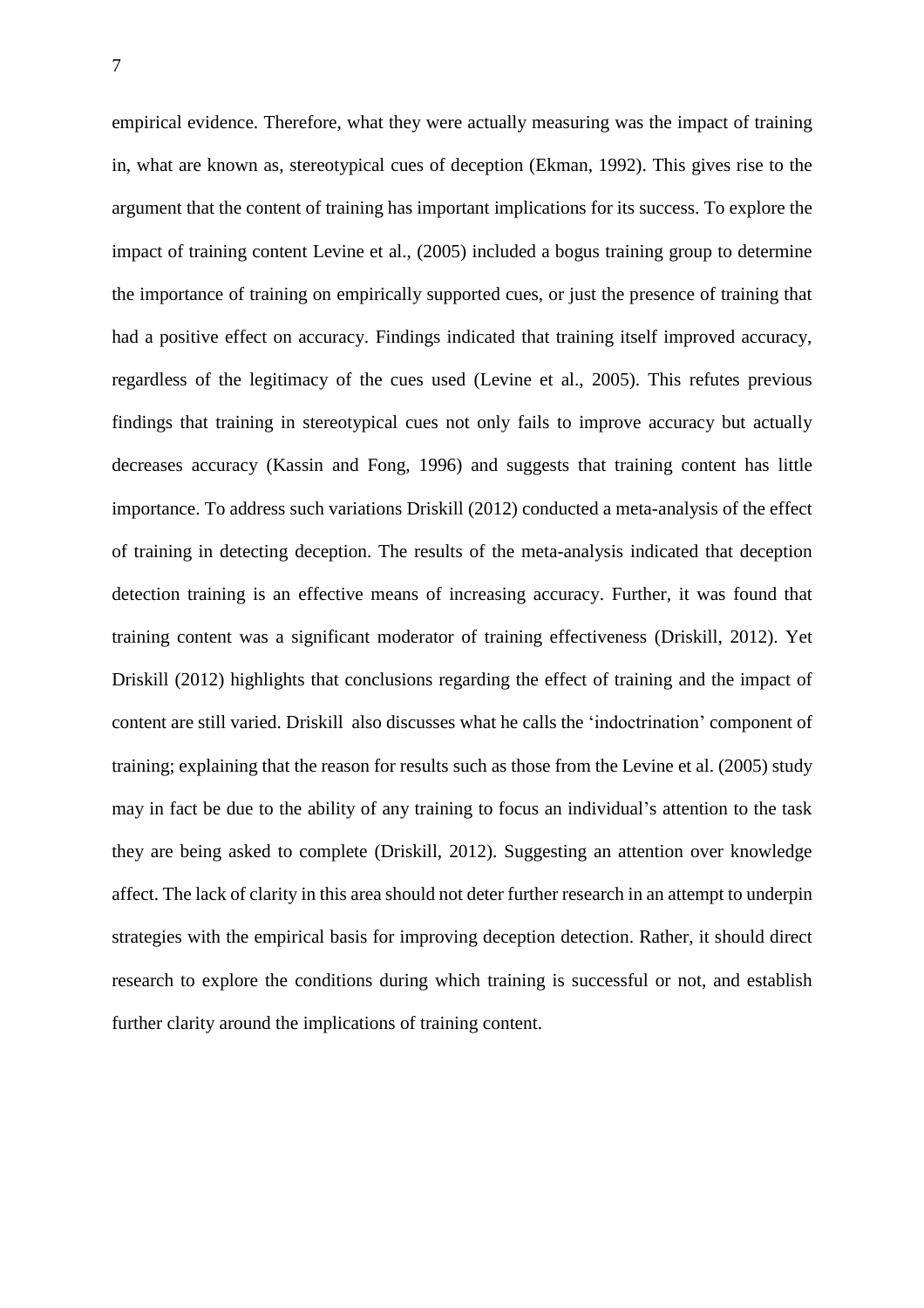empirical evidence. Therefore, what they were actually measuring was the impact of training in, what are known as, stereotypical cues of deception (Ekman, 1992). This gives rise to the argument that the content of training has important implications for its success. To explore the impact of training content Levine et al., (2005) included a bogus training group to determine the importance of training on empirically supported cues, or just the presence of training that had a positive effect on accuracy. Findings indicated that training itself improved accuracy, regardless of the legitimacy of the cues used (Levine et al., 2005). This refutes previous findings that training in stereotypical cues not only fails to improve accuracy but actually decreases accuracy (Kassin and Fong, 1996) and suggests that training content has little importance. To address such variations Driskill (2012) conducted a meta-analysis of the effect of training in detecting deception. The results of the meta-analysis indicated that deception detection training is an effective means of increasing accuracy. Further, it was found that training content was a significant moderator of training effectiveness (Driskill, 2012). Yet Driskill (2012) highlights that conclusions regarding the effect of training and the impact of content are still varied. Driskill also discusses what he calls the 'indoctrination' component of training; explaining that the reason for results such as those from the Levine et al. (2005) study may in fact be due to the ability of any training to focus an individual's attention to the task they are being asked to complete (Driskill, 2012). Suggesting an attention over knowledge affect. The lack of clarity in this area should not deter further research in an attempt to underpin strategies with the empirical basis for improving deception detection. Rather, it should direct research to explore the conditions during which training is successful or not, and establish further clarity around the implications of training content.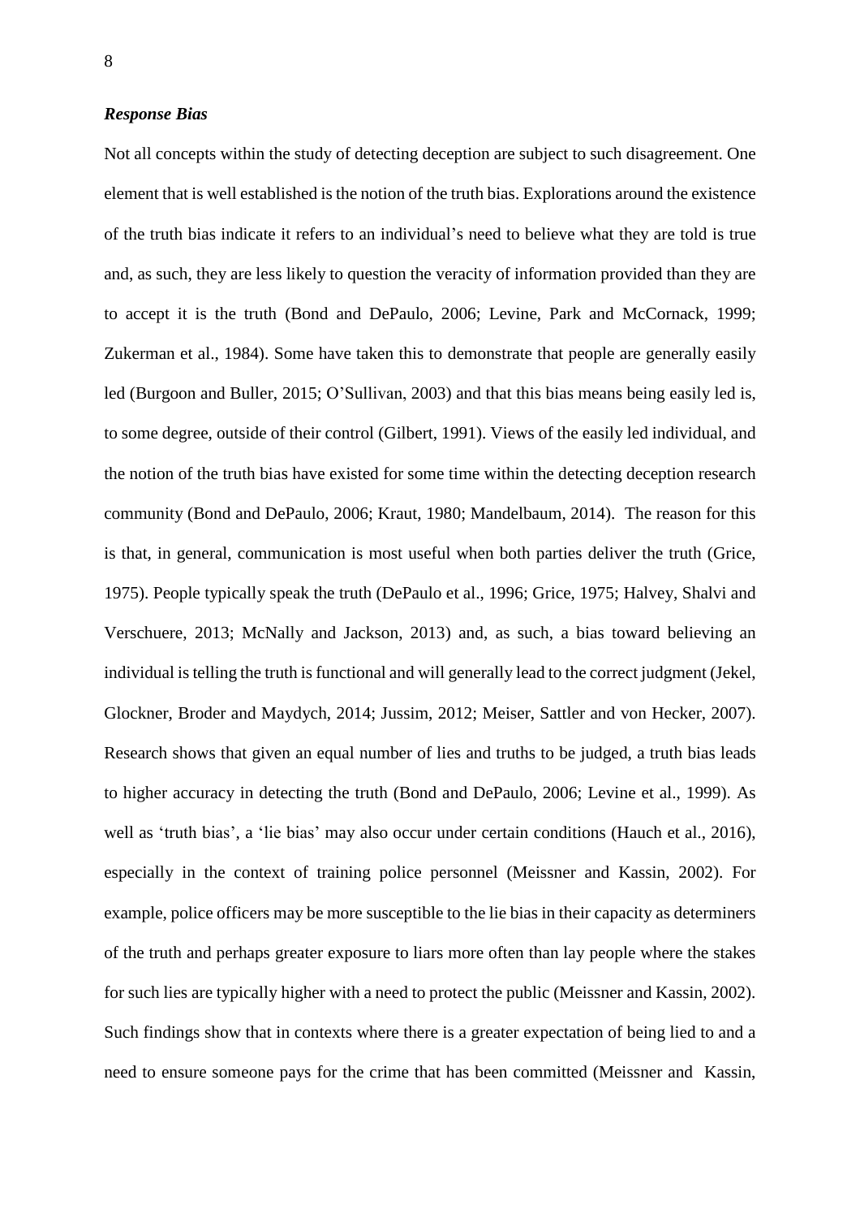### *Response Bias*

Not all concepts within the study of detecting deception are subject to such disagreement. One element that is well established is the notion of the truth bias. Explorations around the existence of the truth bias indicate it refers to an individual's need to believe what they are told is true and, as such, they are less likely to question the veracity of information provided than they are to accept it is the truth (Bond and DePaulo, 2006; Levine, Park and McCornack, 1999; Zukerman et al., 1984). Some have taken this to demonstrate that people are generally easily led (Burgoon and Buller, 2015; O'Sullivan, 2003) and that this bias means being easily led is, to some degree, outside of their control (Gilbert, 1991). Views of the easily led individual, and the notion of the truth bias have existed for some time within the detecting deception research community (Bond and DePaulo, 2006; Kraut, 1980; Mandelbaum, 2014). The reason for this is that, in general, communication is most useful when both parties deliver the truth (Grice, 1975). People typically speak the truth (DePaulo et al., 1996; Grice, 1975; Halvey, Shalvi and Verschuere, 2013; McNally and Jackson, 2013) and, as such, a bias toward believing an individual is telling the truth is functional and will generally lead to the correct judgment (Jekel, Glockner, Broder and Maydych, 2014; Jussim, 2012; Meiser, Sattler and von Hecker, 2007). Research shows that given an equal number of lies and truths to be judged, a truth bias leads to higher accuracy in detecting the truth (Bond and DePaulo, 2006; Levine et al., 1999). As well as 'truth bias', a 'lie bias' may also occur under certain conditions (Hauch et al., 2016), especially in the context of training police personnel (Meissner and Kassin, 2002). For example, police officers may be more susceptible to the lie bias in their capacity as determiners of the truth and perhaps greater exposure to liars more often than lay people where the stakes for such lies are typically higher with a need to protect the public (Meissner and Kassin, 2002). Such findings show that in contexts where there is a greater expectation of being lied to and a need to ensure someone pays for the crime that has been committed (Meissner and Kassin,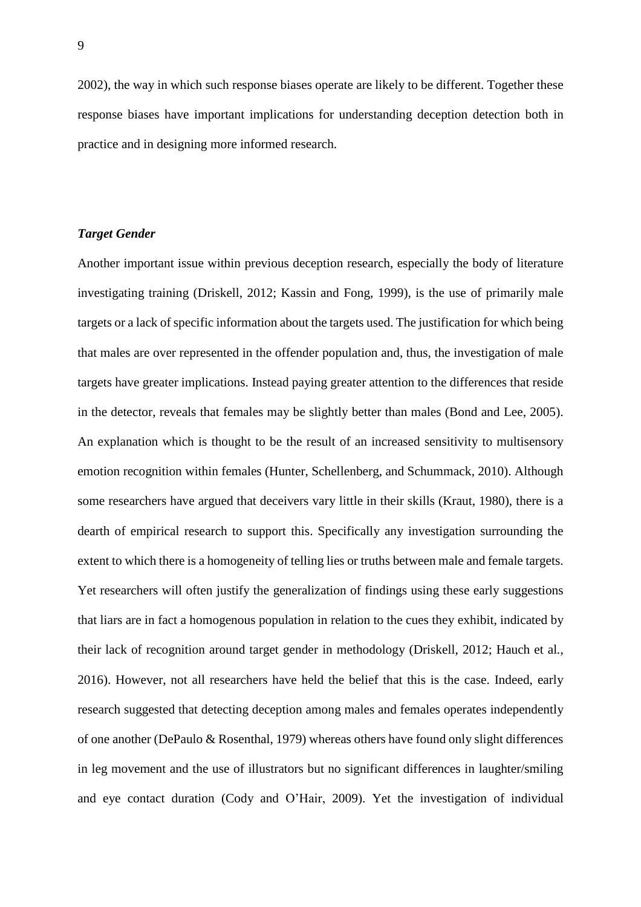2002), the way in which such response biases operate are likely to be different. Together these response biases have important implications for understanding deception detection both in practice and in designing more informed research.

### *Target Gender*

Another important issue within previous deception research, especially the body of literature investigating training (Driskell, 2012; Kassin and Fong, 1999), is the use of primarily male targets or a lack of specific information about the targets used. The justification for which being that males are over represented in the offender population and, thus, the investigation of male targets have greater implications. Instead paying greater attention to the differences that reside in the detector, reveals that females may be slightly better than males (Bond and Lee, 2005). An explanation which is thought to be the result of an increased sensitivity to multisensory emotion recognition within females (Hunter, Schellenberg, and Schummack, 2010). Although some researchers have argued that deceivers vary little in their skills (Kraut, 1980), there is a dearth of empirical research to support this. Specifically any investigation surrounding the extent to which there is a homogeneity of telling lies or truths between male and female targets. Yet researchers will often justify the generalization of findings using these early suggestions that liars are in fact a homogenous population in relation to the cues they exhibit, indicated by their lack of recognition around target gender in methodology (Driskell, 2012; Hauch et al., 2016). However, not all researchers have held the belief that this is the case. Indeed, early research suggested that detecting deception among males and females operates independently of one another (DePaulo & Rosenthal, 1979) whereas others have found only slight differences in leg movement and the use of illustrators but no significant differences in laughter/smiling and eye contact duration (Cody and O'Hair, 2009). Yet the investigation of individual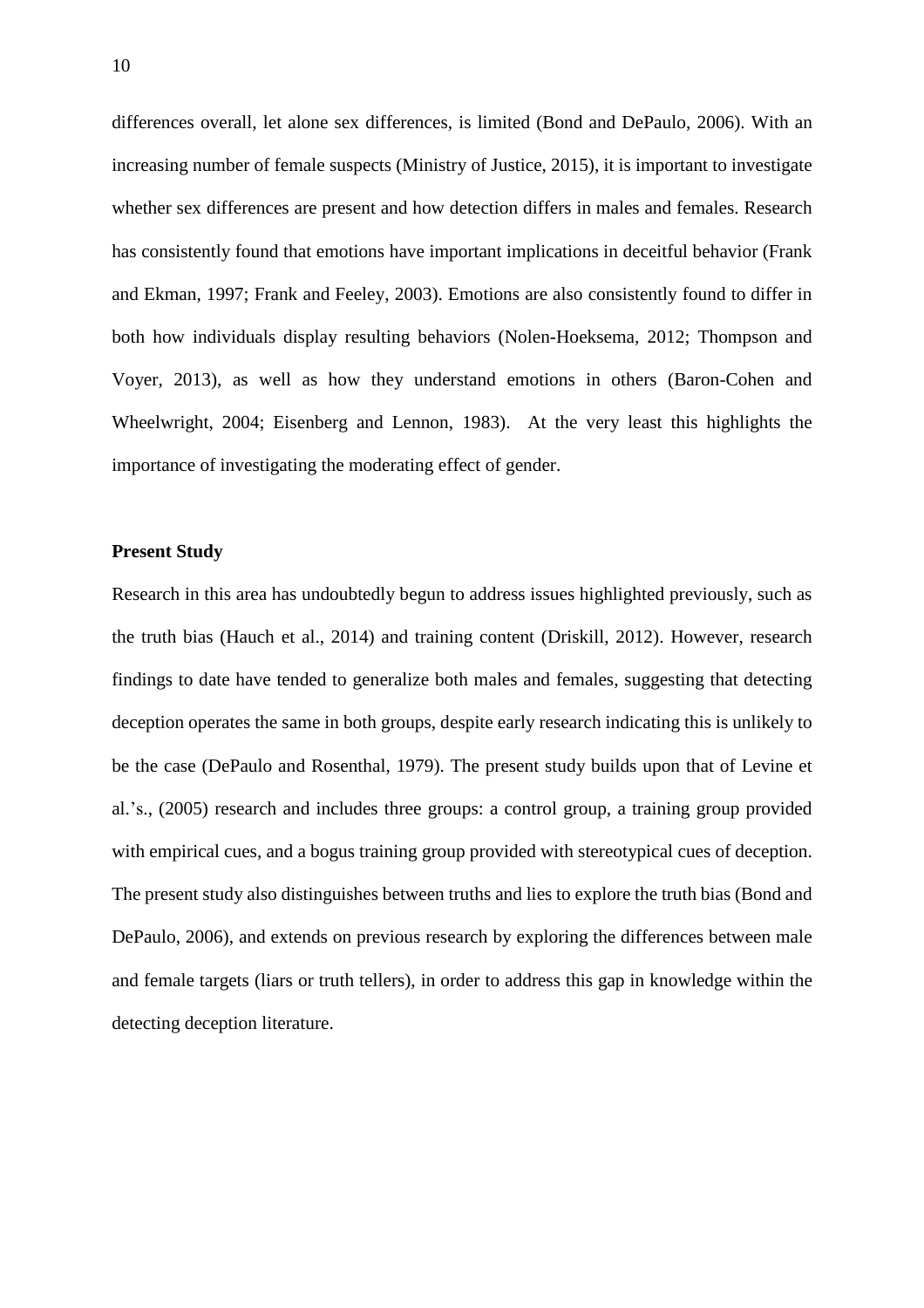differences overall, let alone sex differences, is limited (Bond and DePaulo, 2006). With an increasing number of female suspects (Ministry of Justice, 2015), it is important to investigate whether sex differences are present and how detection differs in males and females. Research has consistently found that emotions have important implications in deceitful behavior (Frank and Ekman, 1997; Frank and Feeley, 2003). Emotions are also consistently found to differ in both how individuals display resulting behaviors (Nolen-Hoeksema, 2012; Thompson and Voyer, 2013), as well as how they understand emotions in others (Baron-Cohen and Wheelwright, 2004; Eisenberg and Lennon, 1983). At the very least this highlights the importance of investigating the moderating effect of gender.

**Present Study**

Research in this area has undoubtedly begun to address issues highlighted previously, such as the truth bias (Hauch et al., 2014) and training content (Driskill, 2012). However, research findings to date have tended to generalize both males and females, suggesting that detecting deception operates the same in both groups, despite early research indicating this is unlikely to be the case (DePaulo and Rosenthal, 1979). The present study builds upon that of Levine et al.'s., (2005) research and includes three groups: a control group, a training group provided with empirical cues, and a bogus training group provided with stereotypical cues of deception. The present study also distinguishes between truths and lies to explore the truth bias (Bond and DePaulo, 2006), and extends on previous research by exploring the differences between male and female targets (liars or truth tellers), in order to address this gap in knowledge within the detecting deception literature.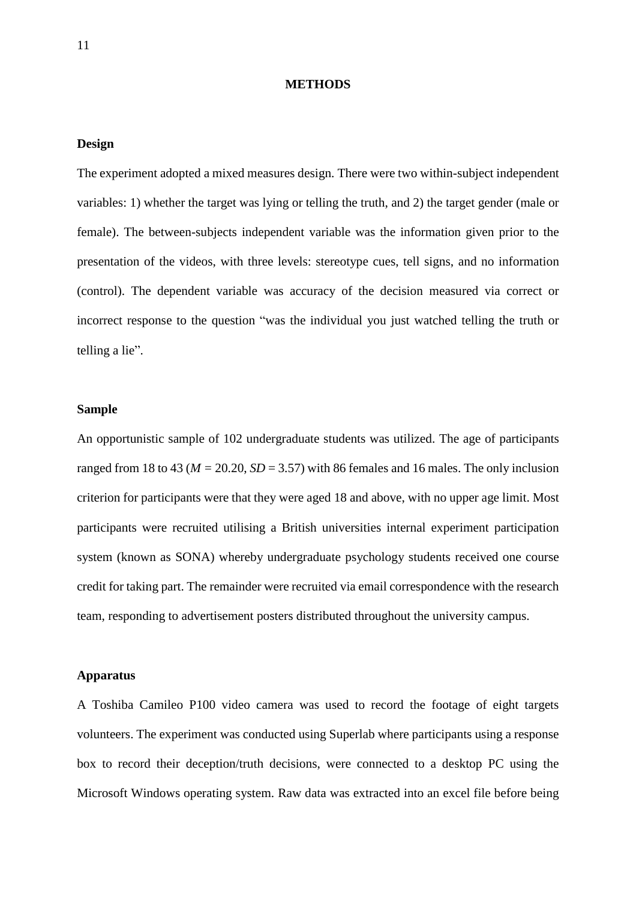# METHODS

## Design

The experiment adopted a mixed measures design. There were two within-subject independent variables: 1) whether the target was lying or telling the truth, and 2) the target gender (male or female). The between-subjects independent variable was the information given prior to the presentation of the videos, with three levels: stereotype cues, tell signs, and no information (control). The dependent variable was accuracy of the decision measured via correct or incorrect response to the question "was the individual you just watched telling the truth or telling a lie".

## Sample

An opportunistic sample of 102 undergraduate students was utilized. The age of participants ranged from 18 to 43 ($M$ = 20.20, $SD$ = 3.57) with 86 females and 16 males. The only inclusion criterion for participants were that they were aged 18 and above, with no upper age limit. Most participants were recruited utilising a British universities internal experiment participation system (known as SONA) whereby undergraduate psychology students received one course credit for taking part. The remainder were recruited via email correspondence with the research team, responding to advertisement posters distributed throughout the university campus.

## Apparatus

A Toshiba Camileo P100 video camera was used to record the footage of eight targets volunteers. The experiment was conducted using Superlab where participants using a response box to record their deception/truth decisions, were connected to a desktop PC using the Microsoft Windows operating system. Raw data was extracted into an excel file before being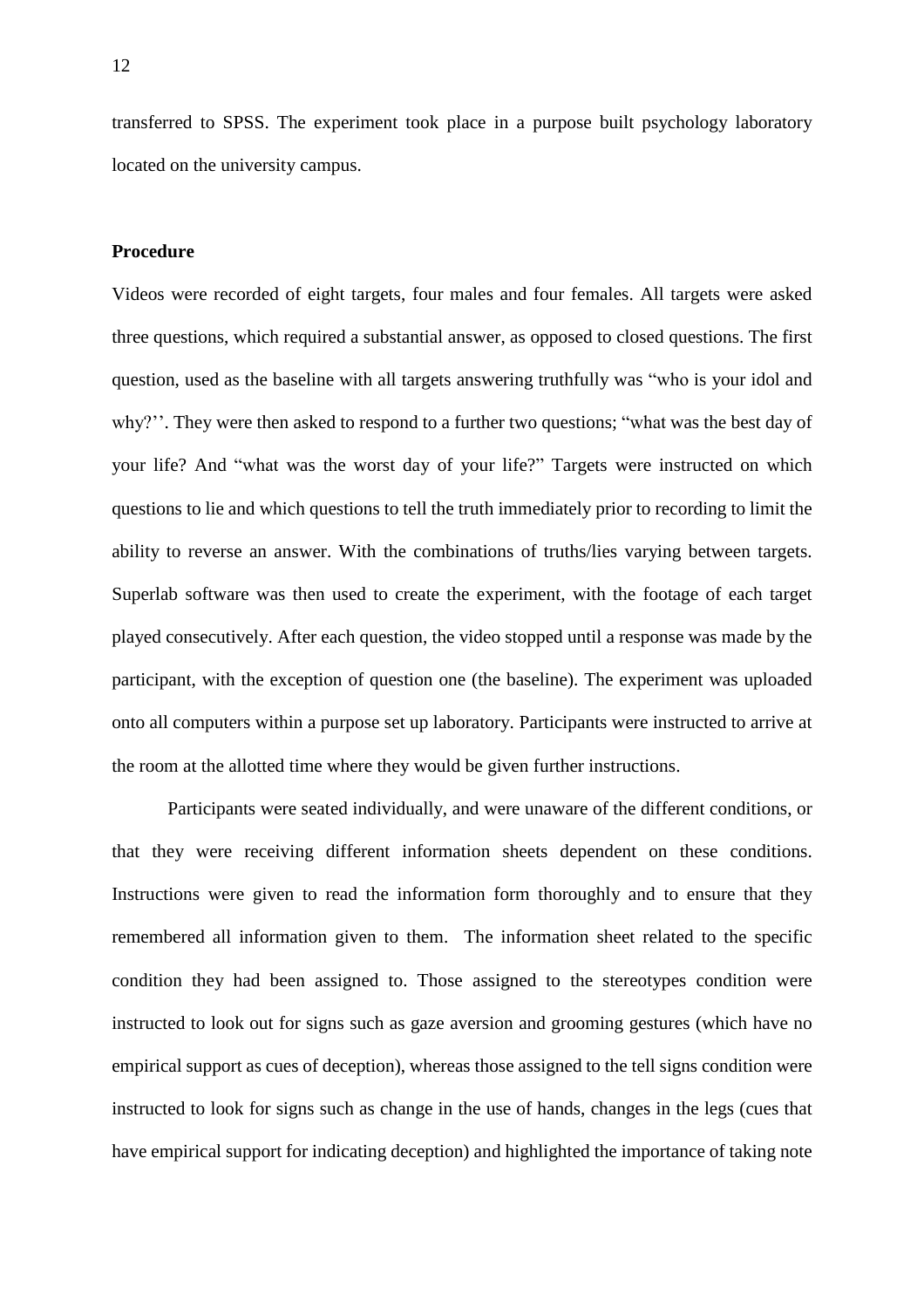transferred to SPSS. The experiment took place in a purpose built psychology laboratory located on the university campus.

**Procedure**

Videos were recorded of eight targets, four males and four females. All targets were asked three questions, which required a substantial answer, as opposed to closed questions. The first question, used as the baseline with all targets answering truthfully was "who is your idol and why?''. They were then asked to respond to a further two questions; "what was the best day of your life? And "what was the worst day of your life?" Targets were instructed on which questions to lie and which questions to tell the truth immediately prior to recording to limit the ability to reverse an answer. With the combinations of truths/lies varying between targets. Superlab software was then used to create the experiment, with the footage of each target played consecutively. After each question, the video stopped until a response was made by the participant, with the exception of question one (the baseline). The experiment was uploaded onto all computers within a purpose set up laboratory. Participants were instructed to arrive at the room at the allotted time where they would be given further instructions.

Participants were seated individually, and were unaware of the different conditions, or that they were receiving different information sheets dependent on these conditions. Instructions were given to read the information form thoroughly and to ensure that they remembered all information given to them. The information sheet related to the specific condition they had been assigned to. Those assigned to the stereotypes condition were instructed to look out for signs such as gaze aversion and grooming gestures (which have no empirical support as cues of deception), whereas those assigned to the tell signs condition were instructed to look for signs such as change in the use of hands, changes in the legs (cues that have empirical support for indicating deception) and highlighted the importance of taking note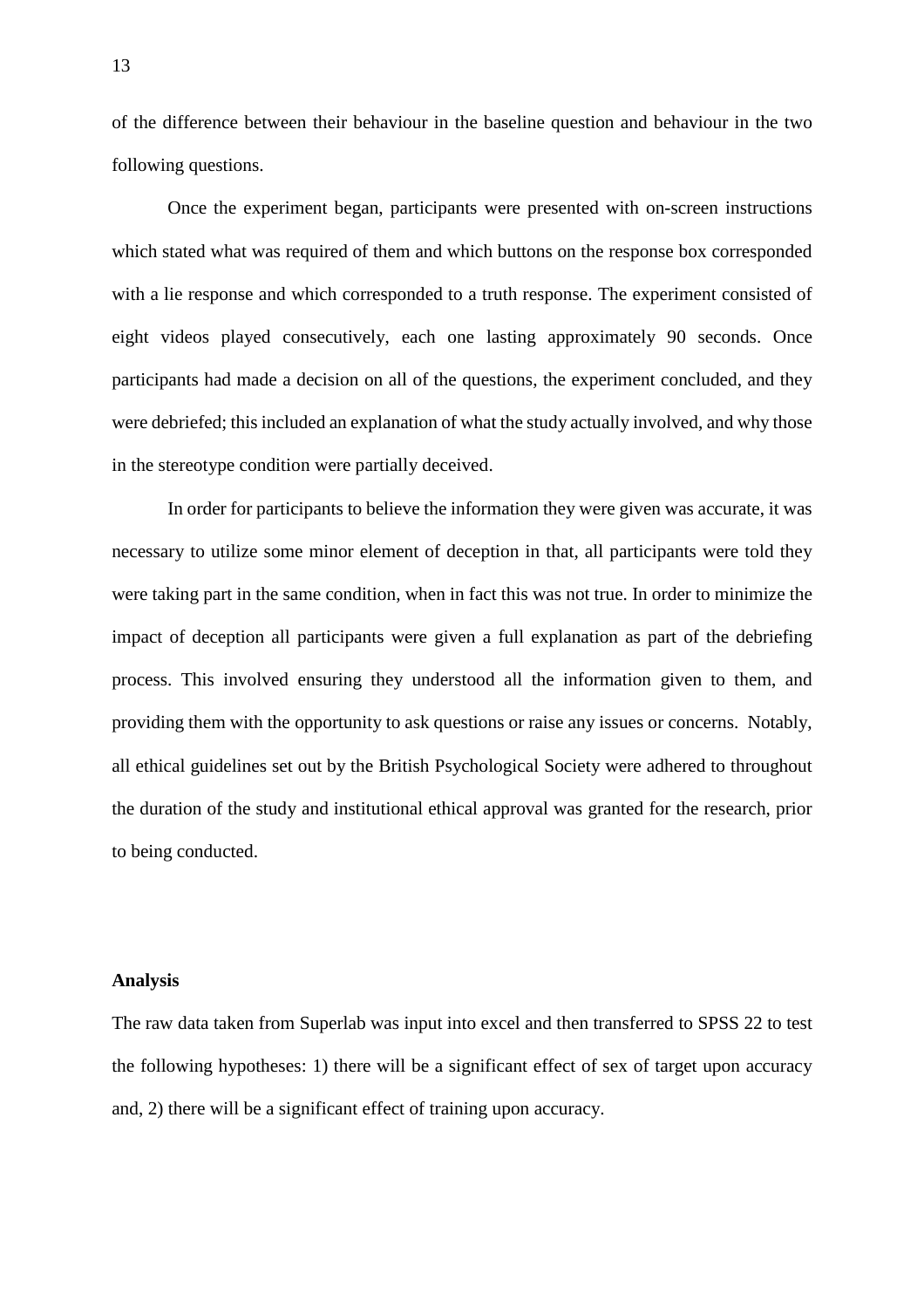of the difference between their behaviour in the baseline question and behaviour in the two following questions.

Once the experiment began, participants were presented with on-screen instructions which stated what was required of them and which buttons on the response box corresponded with a lie response and which corresponded to a truth response. The experiment consisted of eight videos played consecutively, each one lasting approximately 90 seconds. Once participants had made a decision on all of the questions, the experiment concluded, and they were debriefed; this included an explanation of what the study actually involved, and why those in the stereotype condition were partially deceived.

In order for participants to believe the information they were given was accurate, it was necessary to utilize some minor element of deception in that, all participants were told they were taking part in the same condition, when in fact this was not true. In order to minimize the impact of deception all participants were given a full explanation as part of the debriefing process. This involved ensuring they understood all the information given to them, and providing them with the opportunity to ask questions or raise any issues or concerns. Notably, all ethical guidelines set out by the British Psychological Society were adhered to throughout the duration of the study and institutional ethical approval was granted for the research, prior to being conducted.

**Analysis**

The raw data taken from Superlab was input into excel and then transferred to SPSS 22 to test the following hypotheses: 1) there will be a significant effect of sex of target upon accuracy and, 2) there will be a significant effect of training upon accuracy.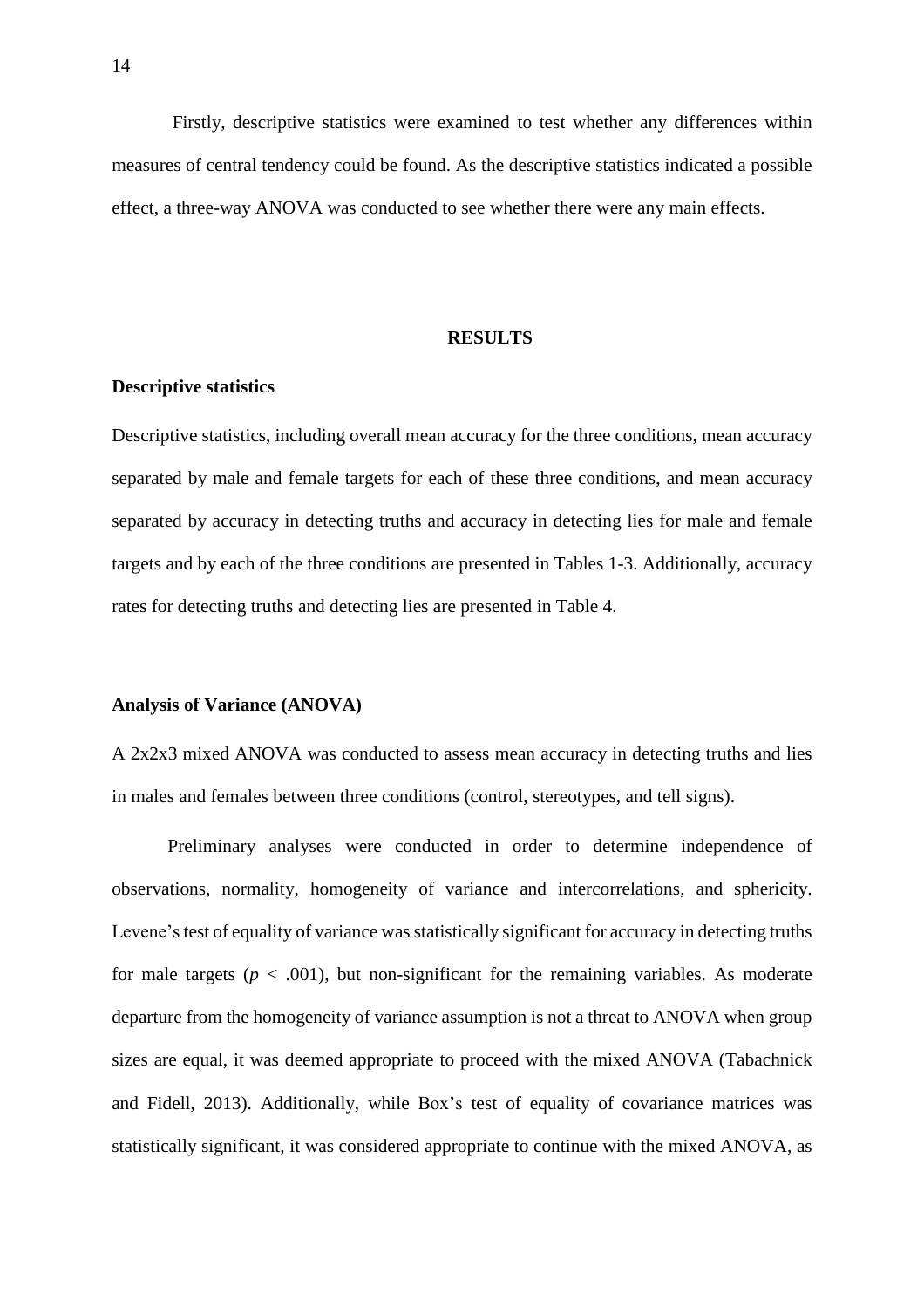Firstly, descriptive statistics were examined to test whether any differences within measures of central tendency could be found. As the descriptive statistics indicated a possible effect, a three-way ANOVA was conducted to see whether there were any main effects.

## RESULTS

### Descriptive statistics

Descriptive statistics, including overall mean accuracy for the three conditions, mean accuracy separated by male and female targets for each of these three conditions, and mean accuracy separated by accuracy in detecting truths and accuracy in detecting lies for male and female targets and by each of the three conditions are presented in Tables 1-3. Additionally, accuracy rates for detecting truths and detecting lies are presented in Table 4.

### Analysis of Variance (ANOVA)

A 2x2x3 mixed ANOVA was conducted to assess mean accuracy in detecting truths and lies in males and females between three conditions (control, stereotypes, and tell signs).

Preliminary analyses were conducted in order to determine independence of observations, normality, homogeneity of variance and intercorrelations, and sphericity. Levene's test of equality of variance was statistically significant for accuracy in detecting truths for male targets ($p < .001$), but non-significant for the remaining variables. As moderate departure from the homogeneity of variance assumption is not a threat to ANOVA when group sizes are equal, it was deemed appropriate to proceed with the mixed ANOVA (Tabachnick and Fidell, 2013). Additionally, while Box's test of equality of covariance matrices was statistically significant, it was considered appropriate to continue with the mixed ANOVA, as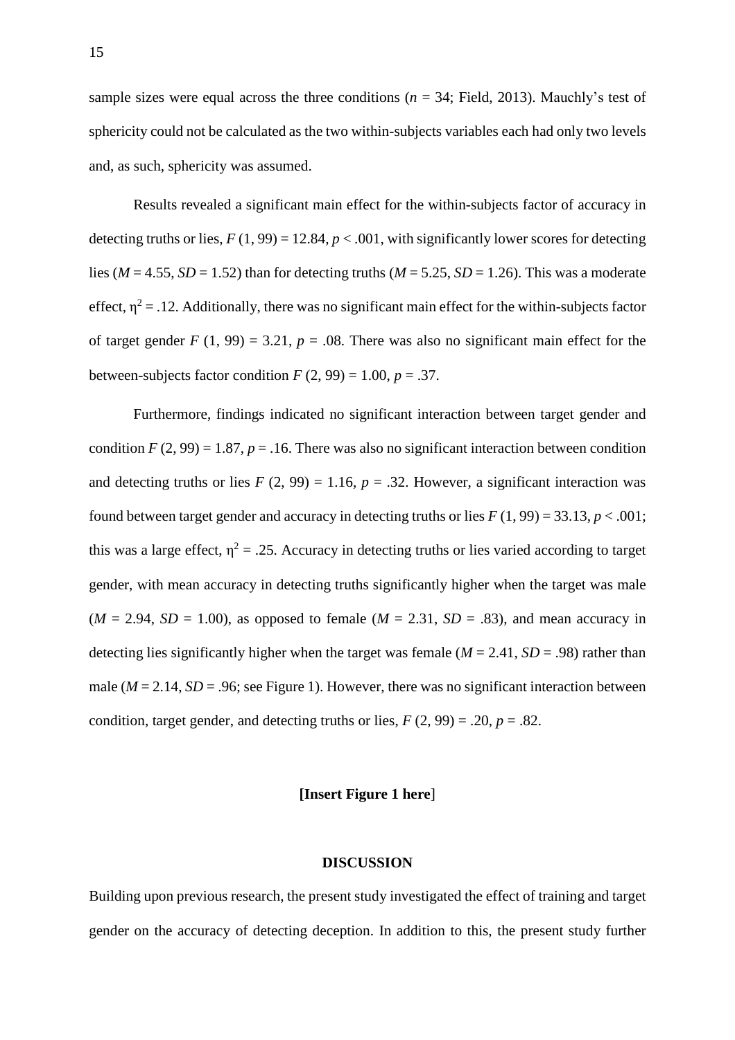sample sizes were equal across the three conditions ($n = 34$; Field, 2013). Mauchly's test of sphericity could not be calculated as the two within-subjects variables each had only two levels and, as such, sphericity was assumed.

Results revealed a significant main effect for the within-subjects factor of accuracy in detecting truths or lies, $F(1, 99) = 12.84$, $p < .001$, with significantly lower scores for detecting lies ($M = 4.55$, $SD = 1.52$) than for detecting truths ($M = 5.25$, $SD = 1.26$). This was a moderate effect, $\eta^2 = .12$. Additionally, there was no significant main effect for the within-subjects factor of target gender $F(1, 99) = 3.21$, $p = .08$. There was also no significant main effect for the between-subjects factor condition $F(2, 99) = 1.00$, $p = .37$.

Furthermore, findings indicated no significant interaction between target gender and condition $F(2, 99) = 1.87$, $p = .16$. There was also no significant interaction between condition and detecting truths or lies $F(2, 99) = 1.16$, $p = .32$. However, a significant interaction was found between target gender and accuracy in detecting truths or lies $F(1, 99) = 33.13$, $p < .001$; this was a large effect, $\eta^2 = .25$. Accuracy in detecting truths or lies varied according to target gender, with mean accuracy in detecting truths significantly higher when the target was male ($M = 2.94$, $SD = 1.00$), as opposed to female ($M = 2.31$, $SD = .83$), and mean accuracy in detecting lies significantly higher when the target was female ($M = 2.41$, $SD = .98$) rather than male ($M = 2.14$, $SD = .96$; see Figure 1). However, there was no significant interaction between condition, target gender, and detecting truths or lies, $F(2, 99) = .20$, $p = .82$.

**[Insert Figure 1 here**]

## DISCUSSION

Building upon previous research, the present study investigated the effect of training and target gender on the accuracy of detecting deception. In addition to this, the present study further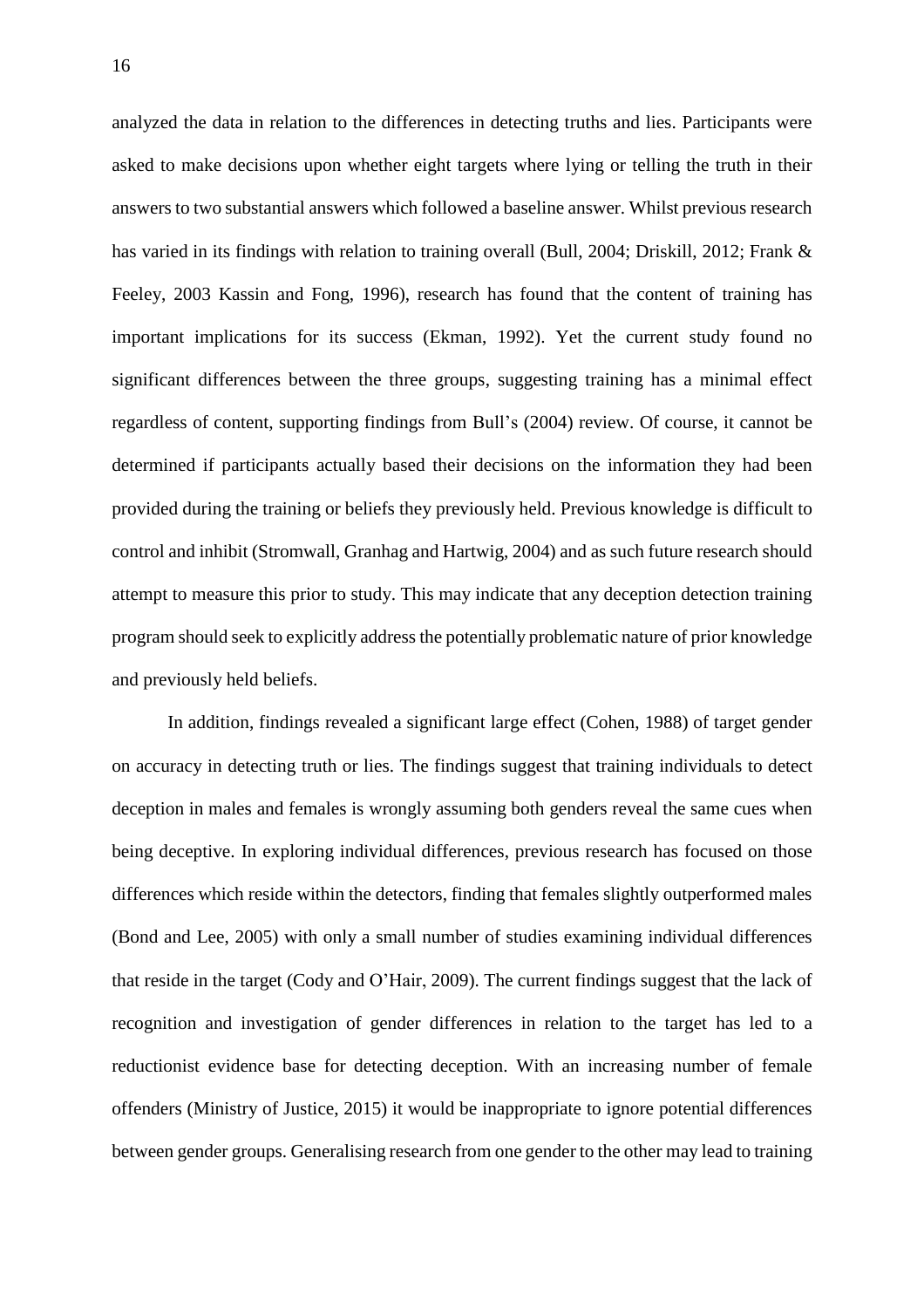analyzed the data in relation to the differences in detecting truths and lies. Participants were asked to make decisions upon whether eight targets where lying or telling the truth in their answers to two substantial answers which followed a baseline answer. Whilst previous research has varied in its findings with relation to training overall (Bull, 2004; Driskill, 2012; Frank & Feeley, 2003 Kassin and Fong, 1996), research has found that the content of training has important implications for its success (Ekman, 1992). Yet the current study found no significant differences between the three groups, suggesting training has a minimal effect regardless of content, supporting findings from Bull's (2004) review. Of course, it cannot be determined if participants actually based their decisions on the information they had been provided during the training or beliefs they previously held. Previous knowledge is difficult to control and inhibit (Stromwall, Granhag and Hartwig, 2004) and as such future research should attempt to measure this prior to study. This may indicate that any deception detection training program should seek to explicitly address the potentially problematic nature of prior knowledge and previously held beliefs.

In addition, findings revealed a significant large effect (Cohen, 1988) of target gender on accuracy in detecting truth or lies. The findings suggest that training individuals to detect deception in males and females is wrongly assuming both genders reveal the same cues when being deceptive. In exploring individual differences, previous research has focused on those differences which reside within the detectors, finding that females slightly outperformed males (Bond and Lee, 2005) with only a small number of studies examining individual differences that reside in the target (Cody and O'Hair, 2009). The current findings suggest that the lack of recognition and investigation of gender differences in relation to the target has led to a reductionist evidence base for detecting deception. With an increasing number of female offenders (Ministry of Justice, 2015) it would be inappropriate to ignore potential differences between gender groups. Generalising research from one gender to the other may lead to training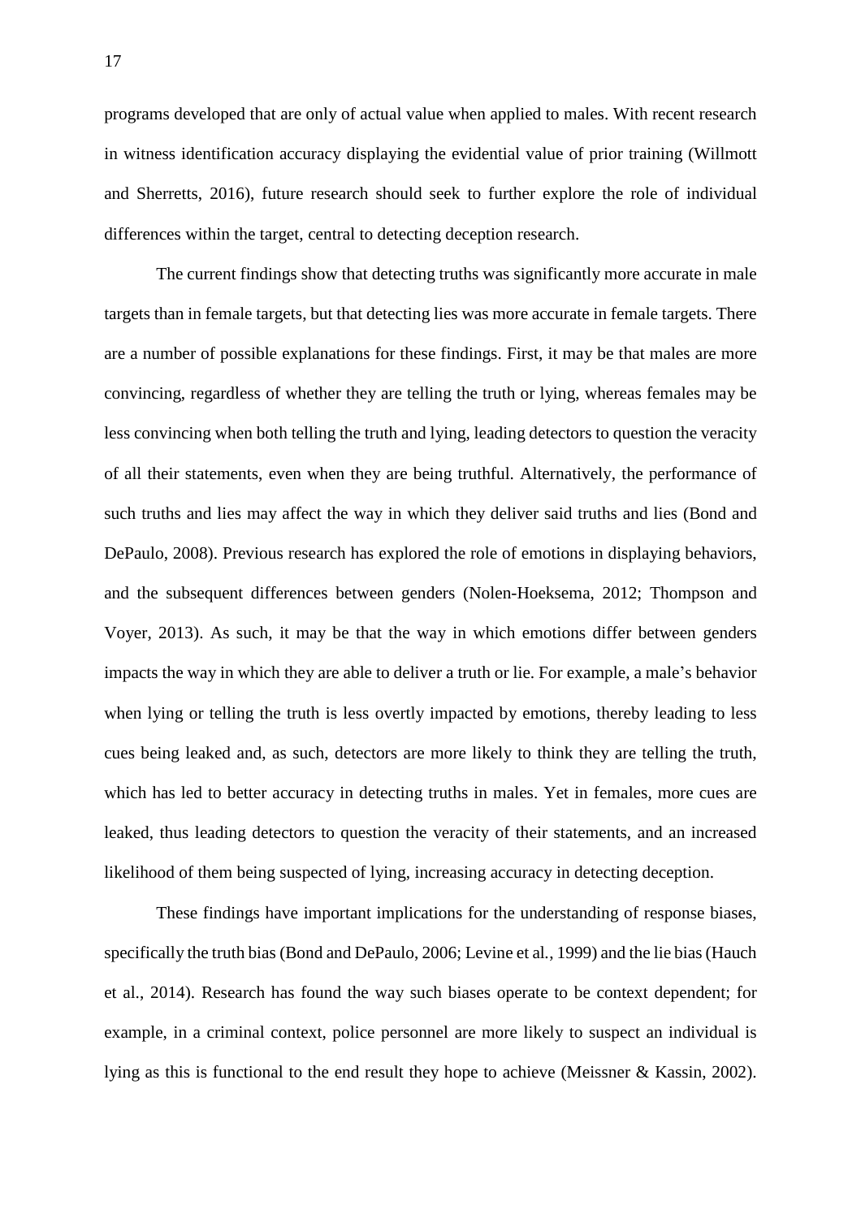programs developed that are only of actual value when applied to males. With recent research in witness identification accuracy displaying the evidential value of prior training (Willmott and Sherretts, 2016), future research should seek to further explore the role of individual differences within the target, central to detecting deception research.

The current findings show that detecting truths was significantly more accurate in male targets than in female targets, but that detecting lies was more accurate in female targets. There are a number of possible explanations for these findings. First, it may be that males are more convincing, regardless of whether they are telling the truth or lying, whereas females may be less convincing when both telling the truth and lying, leading detectors to question the veracity of all their statements, even when they are being truthful. Alternatively, the performance of such truths and lies may affect the way in which they deliver said truths and lies (Bond and DePaulo, 2008). Previous research has explored the role of emotions in displaying behaviors, and the subsequent differences between genders (Nolen-Hoeksema, 2012; Thompson and Voyer, 2013). As such, it may be that the way in which emotions differ between genders impacts the way in which they are able to deliver a truth or lie. For example, a male's behavior when lying or telling the truth is less overtly impacted by emotions, thereby leading to less cues being leaked and, as such, detectors are more likely to think they are telling the truth, which has led to better accuracy in detecting truths in males. Yet in females, more cues are leaked, thus leading detectors to question the veracity of their statements, and an increased likelihood of them being suspected of lying, increasing accuracy in detecting deception.

These findings have important implications for the understanding of response biases, specifically the truth bias (Bond and DePaulo, 2006; Levine et al., 1999) and the lie bias (Hauch et al., 2014). Research has found the way such biases operate to be context dependent; for example, in a criminal context, police personnel are more likely to suspect an individual is lying as this is functional to the end result they hope to achieve (Meissner & Kassin, 2002).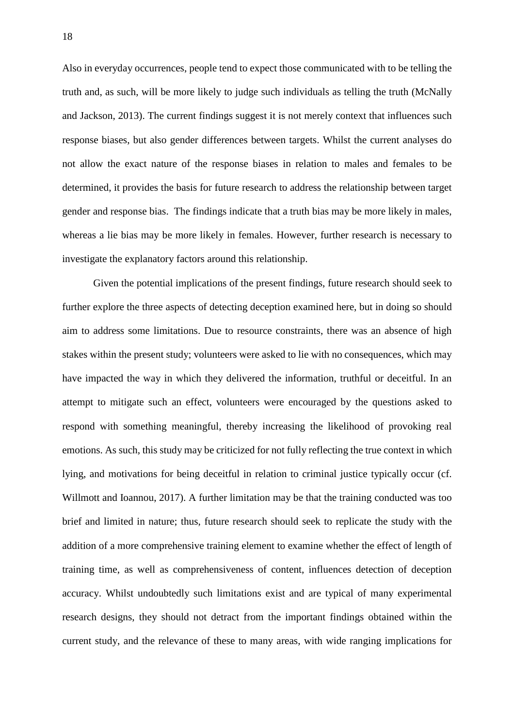Also in everyday occurrences, people tend to expect those communicated with to be telling the truth and, as such, will be more likely to judge such individuals as telling the truth (McNally and Jackson, 2013). The current findings suggest it is not merely context that influences such response biases, but also gender differences between targets. Whilst the current analyses do not allow the exact nature of the response biases in relation to males and females to be determined, it provides the basis for future research to address the relationship between target gender and response bias. The findings indicate that a truth bias may be more likely in males, whereas a lie bias may be more likely in females. However, further research is necessary to investigate the explanatory factors around this relationship.

Given the potential implications of the present findings, future research should seek to further explore the three aspects of detecting deception examined here, but in doing so should aim to address some limitations. Due to resource constraints, there was an absence of high stakes within the present study; volunteers were asked to lie with no consequences, which may have impacted the way in which they delivered the information, truthful or deceitful. In an attempt to mitigate such an effect, volunteers were encouraged by the questions asked to respond with something meaningful, thereby increasing the likelihood of provoking real emotions. As such, this study may be criticized for not fully reflecting the true context in which lying, and motivations for being deceitful in relation to criminal justice typically occur (cf. Willmott and Ioannou, 2017). A further limitation may be that the training conducted was too brief and limited in nature; thus, future research should seek to replicate the study with the addition of a more comprehensive training element to examine whether the effect of length of training time, as well as comprehensiveness of content, influences detection of deception accuracy. Whilst undoubtedly such limitations exist and are typical of many experimental research designs, they should not detract from the important findings obtained within the current study, and the relevance of these to many areas, with wide ranging implications for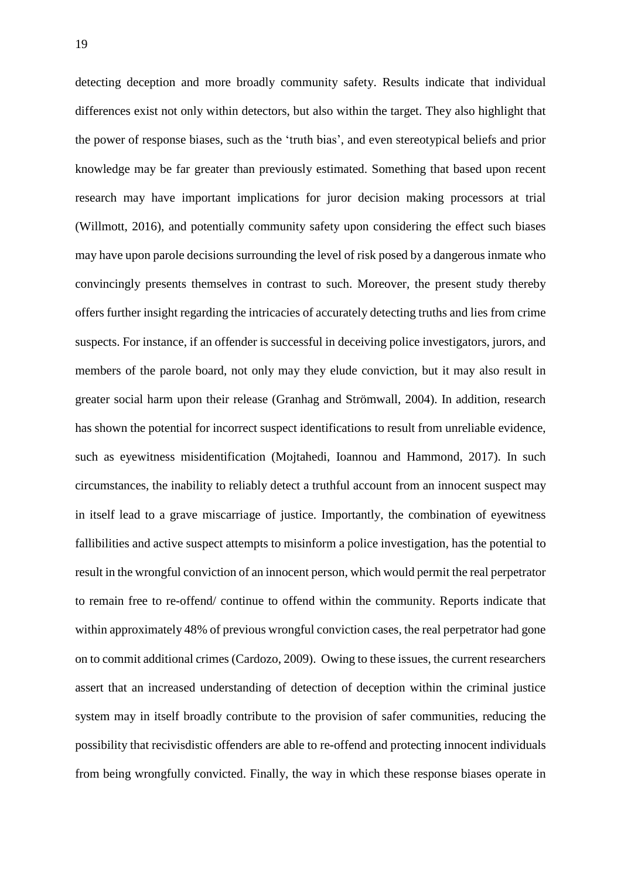detecting deception and more broadly community safety. Results indicate that individual differences exist not only within detectors, but also within the target. They also highlight that the power of response biases, such as the 'truth bias', and even stereotypical beliefs and prior knowledge may be far greater than previously estimated. Something that based upon recent research may have important implications for juror decision making processors at trial (Willmott, 2016), and potentially community safety upon considering the effect such biases may have upon parole decisions surrounding the level of risk posed by a dangerous inmate who convincingly presents themselves in contrast to such. Moreover, the present study thereby offers further insight regarding the intricacies of accurately detecting truths and lies from crime suspects. For instance, if an offender is successful in deceiving police investigators, jurors, and members of the parole board, not only may they elude conviction, but it may also result in greater social harm upon their release (Granhag and Strömwall, 2004). In addition, research has shown the potential for incorrect suspect identifications to result from unreliable evidence, such as eyewitness misidentification (Mojtahedi, Ioannou and Hammond, 2017). In such circumstances, the inability to reliably detect a truthful account from an innocent suspect may in itself lead to a grave miscarriage of justice. Importantly, the combination of eyewitness fallibilities and active suspect attempts to misinform a police investigation, has the potential to result in the wrongful conviction of an innocent person, which would permit the real perpetrator to remain free to re-offend/ continue to offend within the community. Reports indicate that within approximately 48% of previous wrongful conviction cases, the real perpetrator had gone on to commit additional crimes (Cardozo, 2009). Owing to these issues, the current researchers assert that an increased understanding of detection of deception within the criminal justice system may in itself broadly contribute to the provision of safer communities, reducing the possibility that recivisdistic offenders are able to re-offend and protecting innocent individuals from being wrongfully convicted. Finally, the way in which these response biases operate in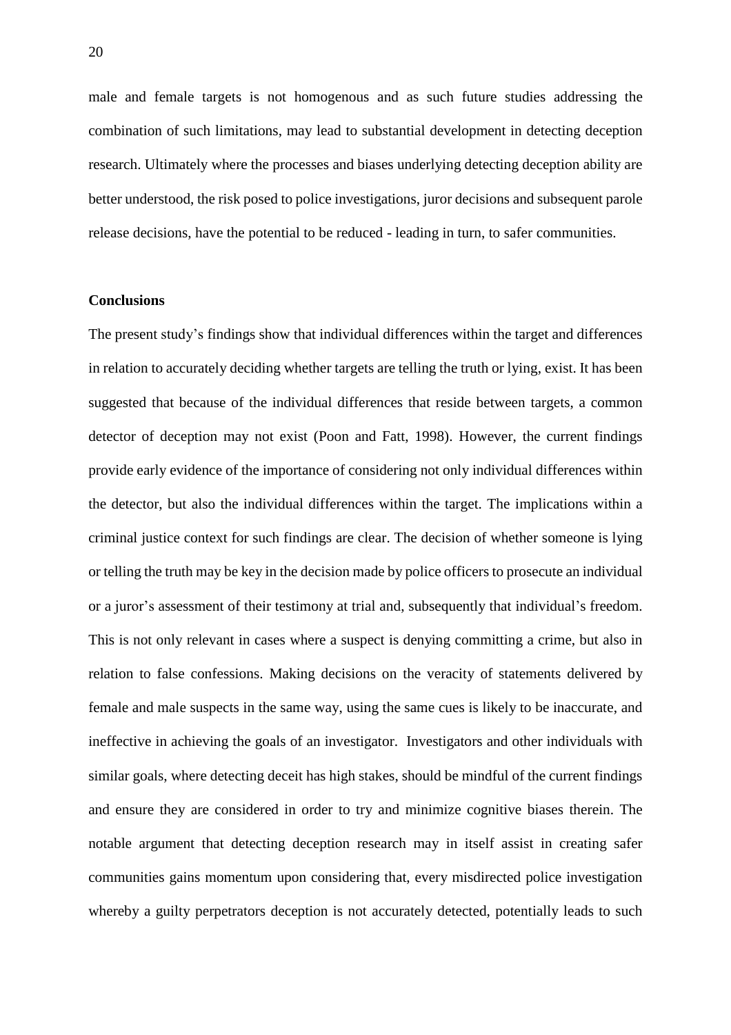male and female targets is not homogenous and as such future studies addressing the combination of such limitations, may lead to substantial development in detecting deception research. Ultimately where the processes and biases underlying detecting deception ability are better understood, the risk posed to police investigations, juror decisions and subsequent parole release decisions, have the potential to be reduced - leading in turn, to safer communities.

## Conclusions

The present study's findings show that individual differences within the target and differences in relation to accurately deciding whether targets are telling the truth or lying, exist. It has been suggested that because of the individual differences that reside between targets, a common detector of deception may not exist (Poon and Fatt, 1998). However, the current findings provide early evidence of the importance of considering not only individual differences within the detector, but also the individual differences within the target. The implications within a criminal justice context for such findings are clear. The decision of whether someone is lying or telling the truth may be key in the decision made by police officers to prosecute an individual or a juror's assessment of their testimony at trial and, subsequently that individual's freedom. This is not only relevant in cases where a suspect is denying committing a crime, but also in relation to false confessions. Making decisions on the veracity of statements delivered by female and male suspects in the same way, using the same cues is likely to be inaccurate, and ineffective in achieving the goals of an investigator. Investigators and other individuals with similar goals, where detecting deceit has high stakes, should be mindful of the current findings and ensure they are considered in order to try and minimize cognitive biases therein. The notable argument that detecting deception research may in itself assist in creating safer communities gains momentum upon considering that, every misdirected police investigation whereby a guilty perpetrators deception is not accurately detected, potentially leads to such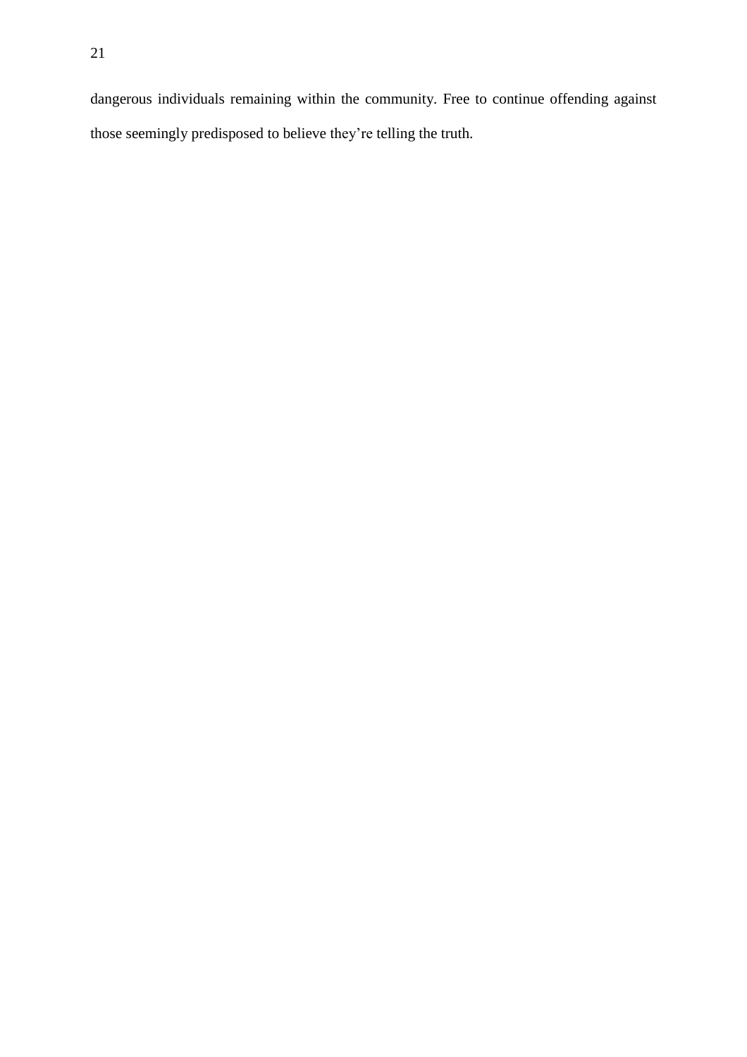dangerous individuals remaining within the community. Free to continue offending against those seemingly predisposed to believe they're telling the truth.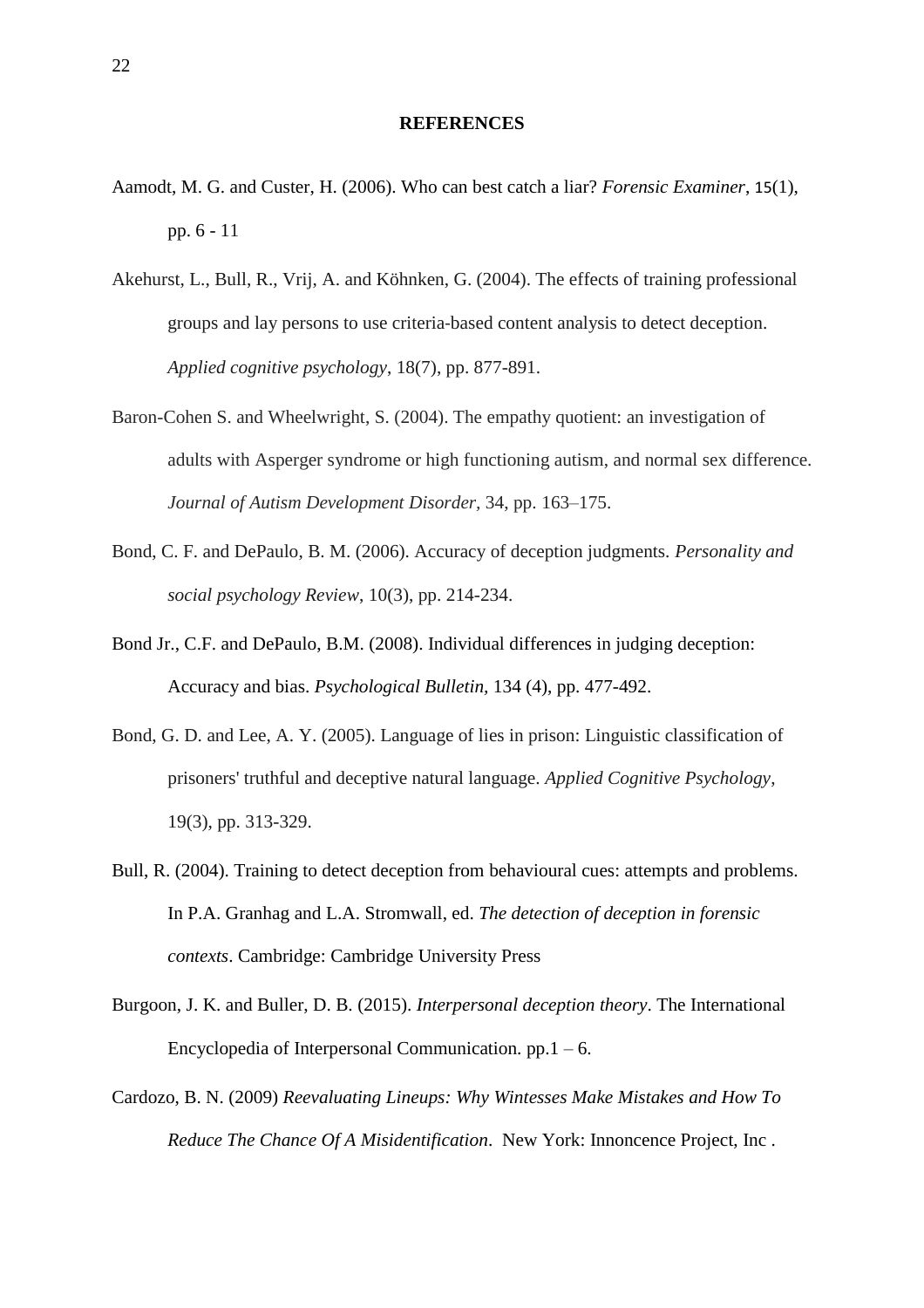## REFERENCES

Aamodt, M. G. and Custer, H. (2006). Who can best catch a liar? *Forensic Examiner*, 15(1), pp. 6 - 11

Akehurst, L., Bull, R., Vrij, A. and Köhnken, G. (2004). The effects of training professional groups and lay persons to use criteria-based content analysis to detect deception. *Applied cognitive psychology*, 18(7), pp. 877-891.

Baron-Cohen S. and Wheelwright, S. (2004). The empathy quotient: an investigation of adults with Asperger syndrome or high functioning autism, and normal sex difference. *Journal of Autism Development Disorder*, 34, pp. 163–175.

Bond, C. F. and DePaulo, B. M. (2006). Accuracy of deception judgments. *Personality and social psychology Review*, 10(3), pp. 214-234.

Bond Jr., C.F. and DePaulo, B.M. (2008). Individual differences in judging deception: Accuracy and bias. *Psychological Bulletin*, 134 (4), pp. 477-492.

Bond, G. D. and Lee, A. Y. (2005). Language of lies in prison: Linguistic classification of prisoners' truthful and deceptive natural language. *Applied Cognitive Psychology*, 19(3), pp. 313-329.

Bull, R. (2004). Training to detect deception from behavioural cues: attempts and problems. In P.A. Granhag and L.A. Stromwall, ed. *The detection of deception in forensic contexts*. Cambridge: Cambridge University Press

Burgoon, J. K. and Buller, D. B. (2015). *Interpersonal deception theory*. The International Encyclopedia of Interpersonal Communication. pp.1 – 6.

Cardozo, B. N. (2009) *Reevaluating Lineups: Why Wintesses Make Mistakes and How To Reduce The Chance Of A Misidentification*. New York: Innoncence Project, Inc .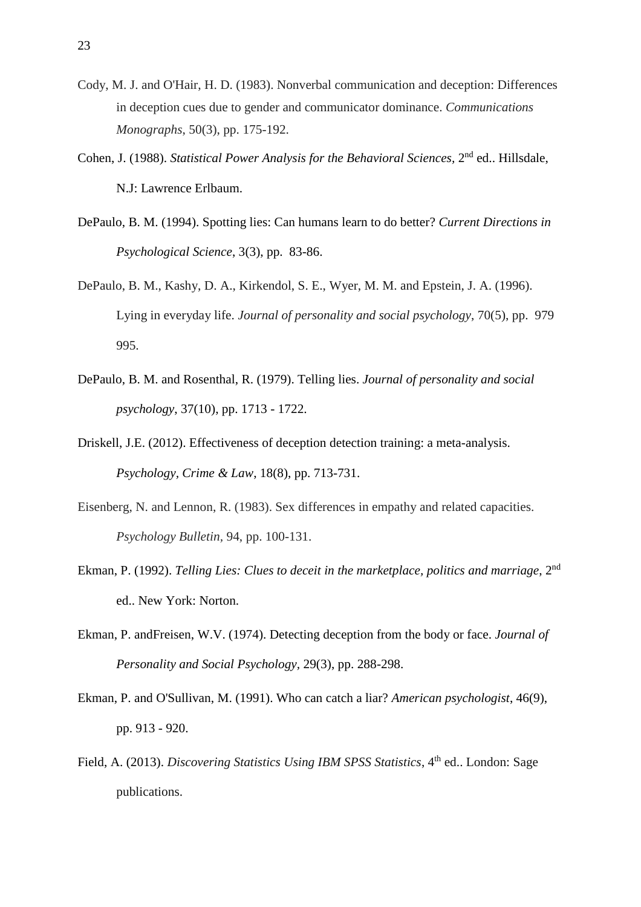Cody, M. J. and O'Hair, H. D. (1983). Nonverbal communication and deception: Differences in deception cues due to gender and communicator dominance. *Communications Monographs*, 50(3), pp. 175-192.

Cohen, J. (1988). *Statistical Power Analysis for the Behavioral Sciences,* 2nd ed.. Hillsdale, N.J: Lawrence Erlbaum.

DePaulo, B. M. (1994). Spotting lies: Can humans learn to do better? *Current Directions in Psychological Science*, 3(3), pp. 83-86.

DePaulo, B. M., Kashy, D. A., Kirkendol, S. E., Wyer, M. M. and Epstein, J. A. (1996). Lying in everyday life. *Journal of personality and social psychology*, 70(5), pp. 979 995.

DePaulo, B. M. and Rosenthal, R. (1979). Telling lies. *Journal of personality and social psychology*, 37(10), pp. 1713 - 1722.

Driskell, J.E. (2012). Effectiveness of deception detection training: a meta-analysis. *Psychology, Crime & Law*, 18(8), pp. 713-731.

Eisenberg, N. and Lennon, R. (1983). Sex differences in empathy and related capacities. *Psychology Bulletin*, 94, pp. 100-131.

Ekman, P. (1992). *Telling Lies: Clues to deceit in the marketplace, politics and marriage*, 2nd ed.. New York: Norton.

Ekman, P. andFreisen, W.V. (1974). Detecting deception from the body or face. *Journal of Personality and Social Psychology,* 29(3), pp. 288-298.

Ekman, P. and O'Sullivan, M. (1991). Who can catch a liar? *American psychologist*, 46(9), pp. 913 - 920.

Field, A. (2013). *Discovering Statistics Using IBM SPSS Statistics*, 4th ed.. London: Sage publications.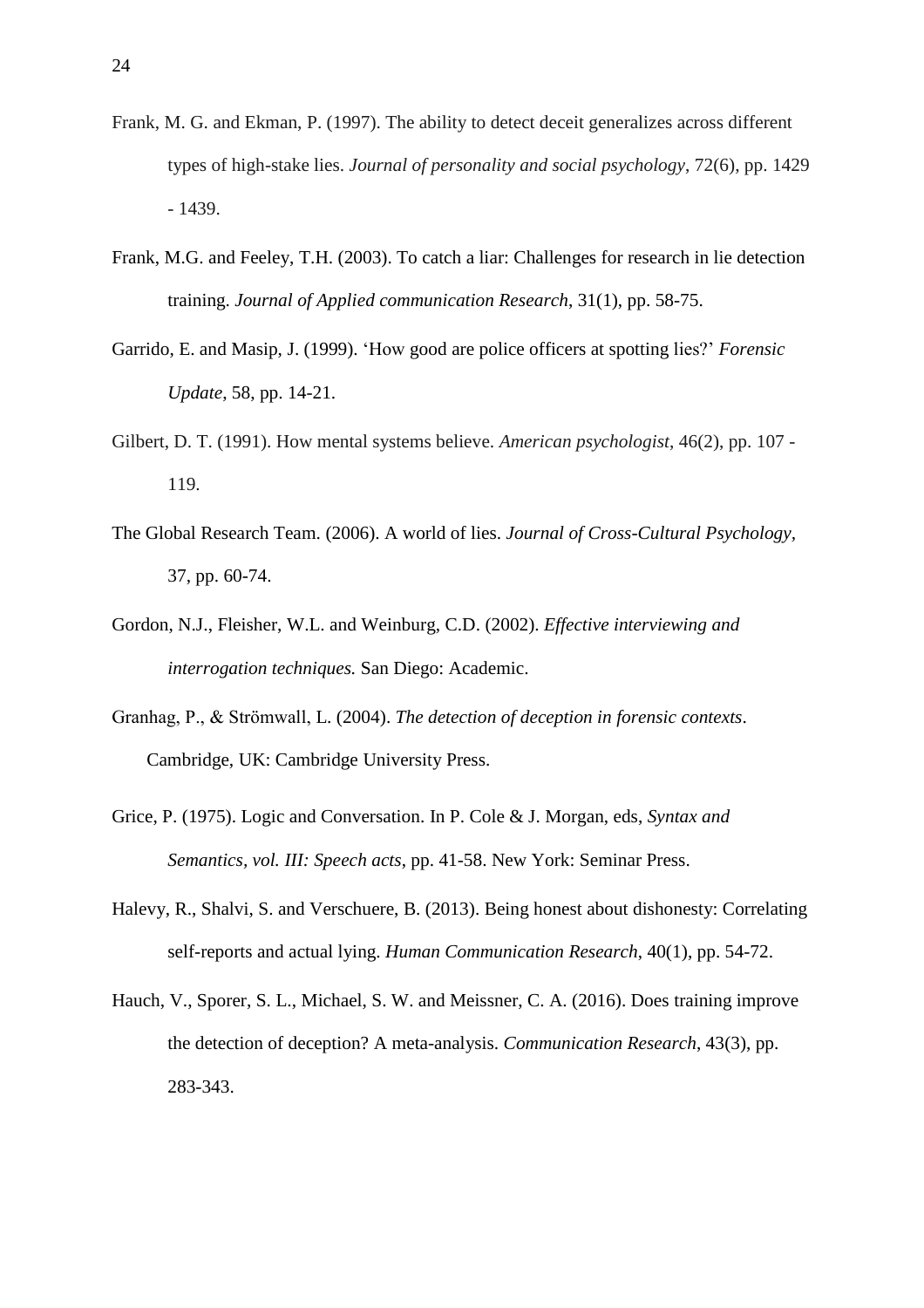Frank, M. G. and Ekman, P. (1997). The ability to detect deceit generalizes across different types of high-stake lies. *Journal of personality and social psychology*, 72(6), pp. 1429 - 1439.

Frank, M.G. and Feeley, T.H. (2003). To catch a liar: Challenges for research in lie detection training. *Journal of Applied communication Research*, 31(1), pp. 58-75.

Garrido, E. and Masip, J. (1999). 'How good are police officers at spotting lies?' *Forensic Update*, 58, pp. 14-21.

Gilbert, D. T. (1991). How mental systems believe. *American psychologist*, 46(2), pp. 107 - 119.

The Global Research Team. (2006). A world of lies. *Journal of Cross-Cultural Psychology*, 37, pp. 60-74.

Gordon, N.J., Fleisher, W.L. and Weinburg, C.D. (2002). *Effective interviewing and interrogation techniques.* San Diego: Academic.

Granhag, P., & Strömwall, L. (2004). *The detection of deception in forensic contexts*. Cambridge, UK: Cambridge University Press.

Grice, P. (1975). Logic and Conversation. In P. Cole & J. Morgan, eds, *Syntax and Semantics, vol. III: Speech acts*, pp. 41-58. New York: Seminar Press.

Halevy, R., Shalvi, S. and Verschuere, B. (2013). Being honest about dishonesty: Correlating self-reports and actual lying. *Human Communication Research*, 40(1), pp. 54-72.

Hauch, V., Sporer, S. L., Michael, S. W. and Meissner, C. A. (2016). Does training improve the detection of deception? A meta-analysis. *Communication Research*, 43(3), pp. 283-343.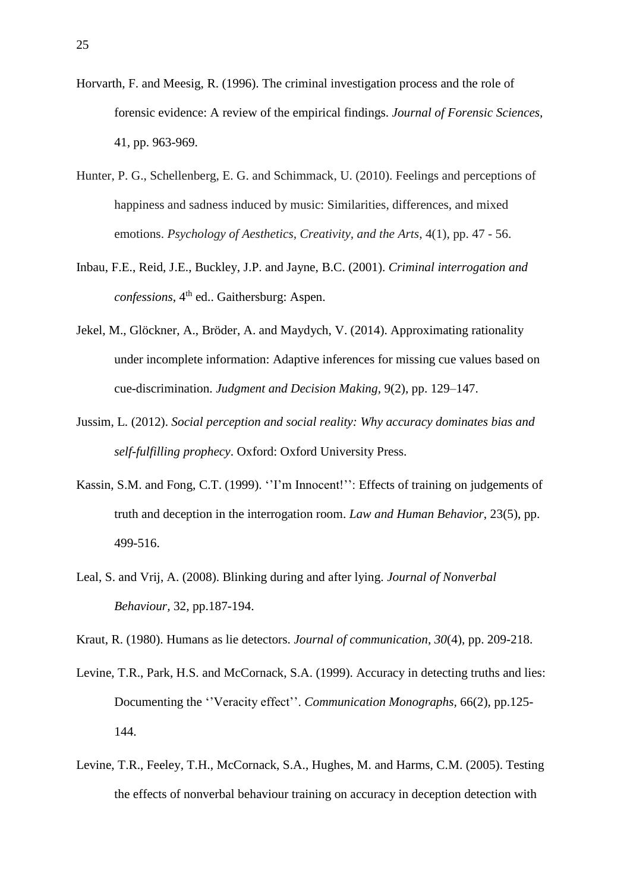Horvarth, F. and Meesig, R. (1996). The criminal investigation process and the role of forensic evidence: A review of the empirical findings. *Journal of Forensic Sciences*, 41, pp. 963-969.

Hunter, P. G., Schellenberg, E. G. and Schimmack, U. (2010). Feelings and perceptions of happiness and sadness induced by music: Similarities, differences, and mixed emotions. *Psychology of Aesthetics, Creativity, and the Arts*, 4(1), pp. 47 - 56.

Inbau, F.E., Reid, J.E., Buckley, J.P. and Jayne, B.C. (2001). *Criminal interrogation and confessions*, 4th ed.. Gaithersburg: Aspen.

Jekel, M., Glöckner, A., Bröder, A. and Maydych, V. (2014). Approximating rationality under incomplete information: Adaptive inferences for missing cue values based on cue-discrimination. *Judgment and Decision Making*, 9(2), pp. 129–147.

Jussim, L. (2012). *Social perception and social reality: Why accuracy dominates bias and self-fulfilling prophecy*. Oxford: Oxford University Press.

Kassin, S.M. and Fong, C.T. (1999). ''I'm Innocent!'': Effects of training on judgements of truth and deception in the interrogation room. *Law and Human Behavior*, 23(5), pp. 499-516.

Leal, S. and Vrij, A. (2008). Blinking during and after lying. *Journal of Nonverbal Behaviour,* 32, pp.187-194.

Kraut, R. (1980). Humans as lie detectors. *Journal of communication*, *30*(4), pp. 209-218.

Levine, T.R., Park, H.S. and McCornack, S.A. (1999). Accuracy in detecting truths and lies: Documenting the ''Veracity effect''. *Communication Monographs,* 66(2), pp.125-144.

Levine, T.R., Feeley, T.H., McCornack, S.A., Hughes, M. and Harms, C.M. (2005). Testing the effects of nonverbal behaviour training on accuracy in deception detection with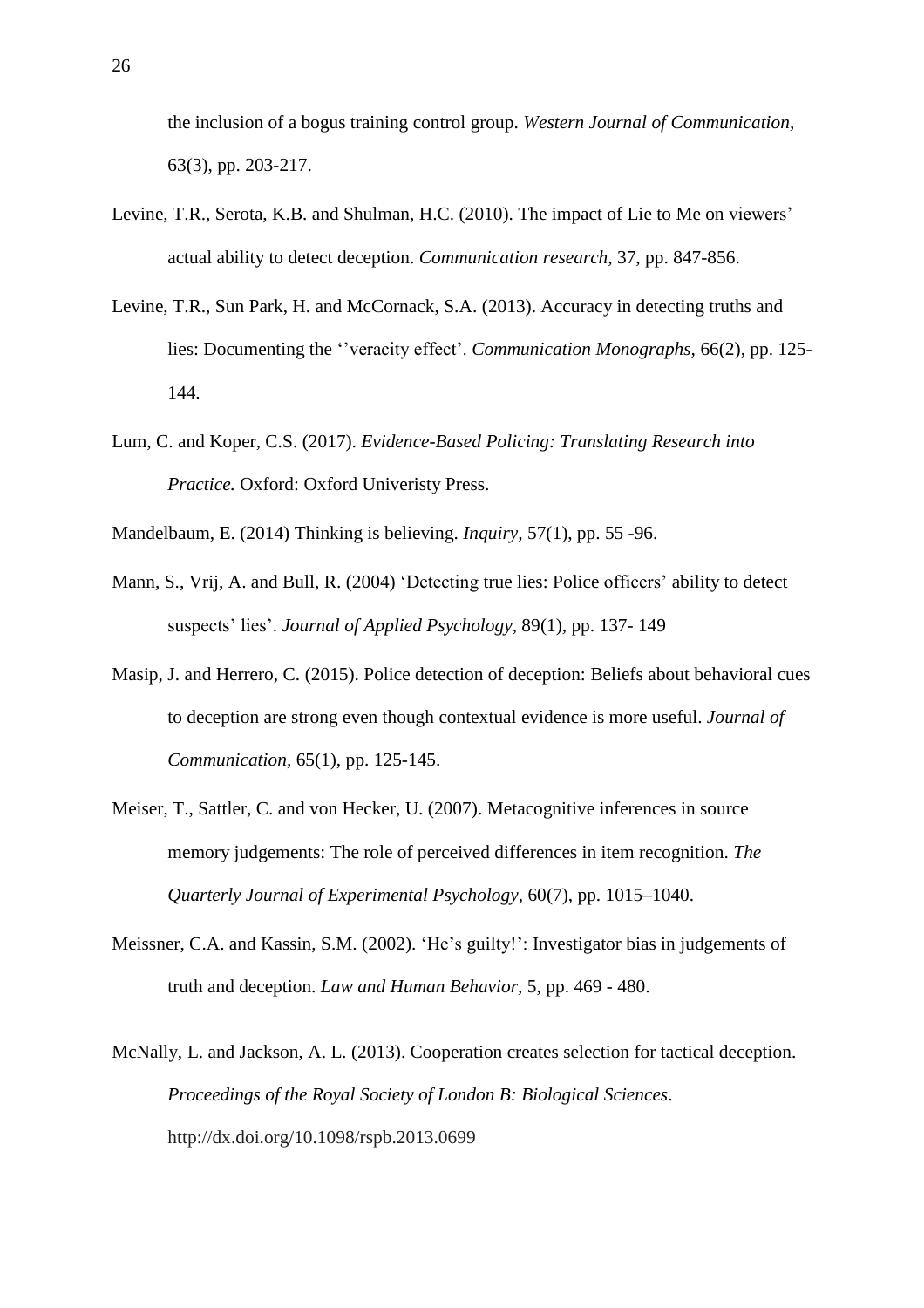the inclusion of a bogus training control group. *Western Journal of Communication*, 63(3), pp. 203-217.

Levine, T.R., Serota, K.B. and Shulman, H.C. (2010). The impact of Lie to Me on viewers' actual ability to detect deception. *Communication research*, 37, pp. 847-856.

Levine, T.R., Sun Park, H. and McCornack, S.A. (2013). Accuracy in detecting truths and lies: Documenting the ''veracity effect'. *Communication Monographs*, 66(2), pp. 125-144.

Lum, C. and Koper, C.S. (2017). *Evidence-Based Policing: Translating Research into Practice.* Oxford: Oxford Univeristy Press.

Mandelbaum, E. (2014) Thinking is believing. *Inquiry*, 57(1), pp. 55 -96.

Mann, S., Vrij, A. and Bull, R. (2004) 'Detecting true lies: Police officers' ability to detect suspects' lies'. *Journal of Applied Psychology*, 89(1), pp. 137- 149

Masip, J. and Herrero, C. (2015). Police detection of deception: Beliefs about behavioral cues to deception are strong even though contextual evidence is more useful. *Journal of Communication*, 65(1), pp. 125-145.

Meiser, T., Sattler, C. and von Hecker, U. (2007). Metacognitive inferences in source memory judgements: The role of perceived differences in item recognition. *The Quarterly Journal of Experimental Psychology*, 60(7), pp. 1015–1040.

Meissner, C.A. and Kassin, S.M. (2002). 'He's guilty!': Investigator bias in judgements of truth and deception. *Law and Human Behavior*, 5, pp. 469 - 480.

McNally, L. and Jackson, A. L. (2013). Cooperation creates selection for tactical deception. *Proceedings of the Royal Society of London B: Biological Sciences*. http://dx.doi.org/10.1098/rspb.2013.0699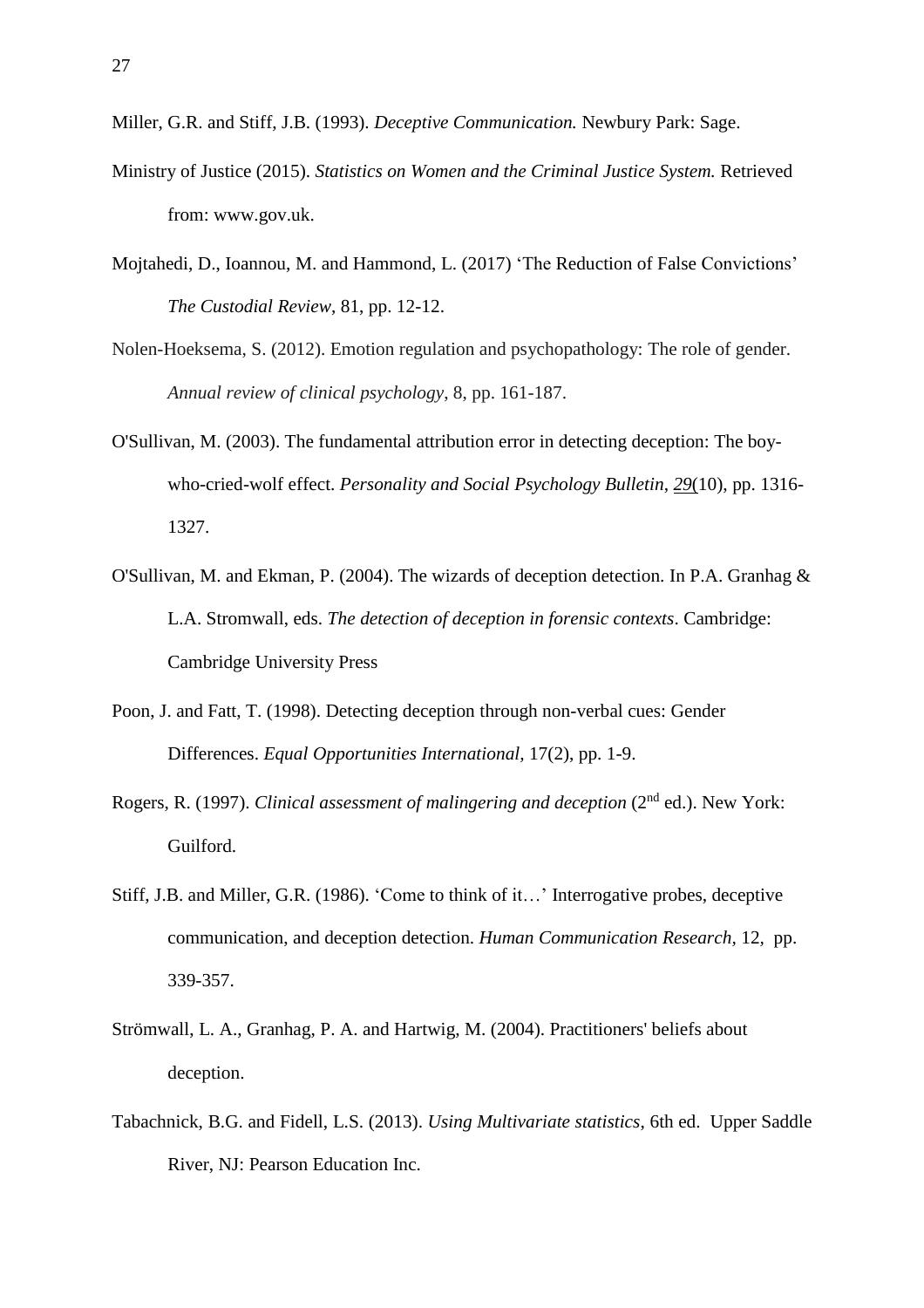Miller, G.R. and Stiff, J.B. (1993). *Deceptive Communication.* Newbury Park: Sage.

Ministry of Justice (2015). *Statistics on Women and the Criminal Justice System.* Retrieved from: www.gov.uk.

Mojtahedi, D., Ioannou, M. and Hammond, L. (2017) 'The Reduction of False Convictions' *The Custodial Review*, 81, pp. 12-12.

Nolen-Hoeksema, S. (2012). Emotion regulation and psychopathology: The role of gender. *Annual review of clinical psychology*, 8, pp. 161-187.

O'Sullivan, M. (2003). The fundamental attribution error in detecting deception: The boy-who-cried-wolf effect. *Personality and Social Psychology Bulletin*, *29*(10), pp. 1316-1327.

O'Sullivan, M. and Ekman, P. (2004). The wizards of deception detection. In P.A. Granhag & L.A. Stromwall, eds. *The detection of deception in forensic contexts*. Cambridge: Cambridge University Press

Poon, J. and Fatt, T. (1998). Detecting deception through non-verbal cues: Gender Differences. *Equal Opportunities International*, 17(2), pp. 1-9.

Rogers, R. (1997). *Clinical assessment of malingering and deception* (2nd ed.). New York: Guilford.

Stiff, J.B. and Miller, G.R. (1986). 'Come to think of it…' Interrogative probes, deceptive communication, and deception detection. *Human Communication Research*, 12, pp. 339-357.

Strömwall, L. A., Granhag, P. A. and Hartwig, M. (2004). Practitioners' beliefs about deception.

Tabachnick, B.G. and Fidell, L.S. (2013). *Using Multivariate statistics*, 6th ed. Upper Saddle River, NJ: Pearson Education Inc.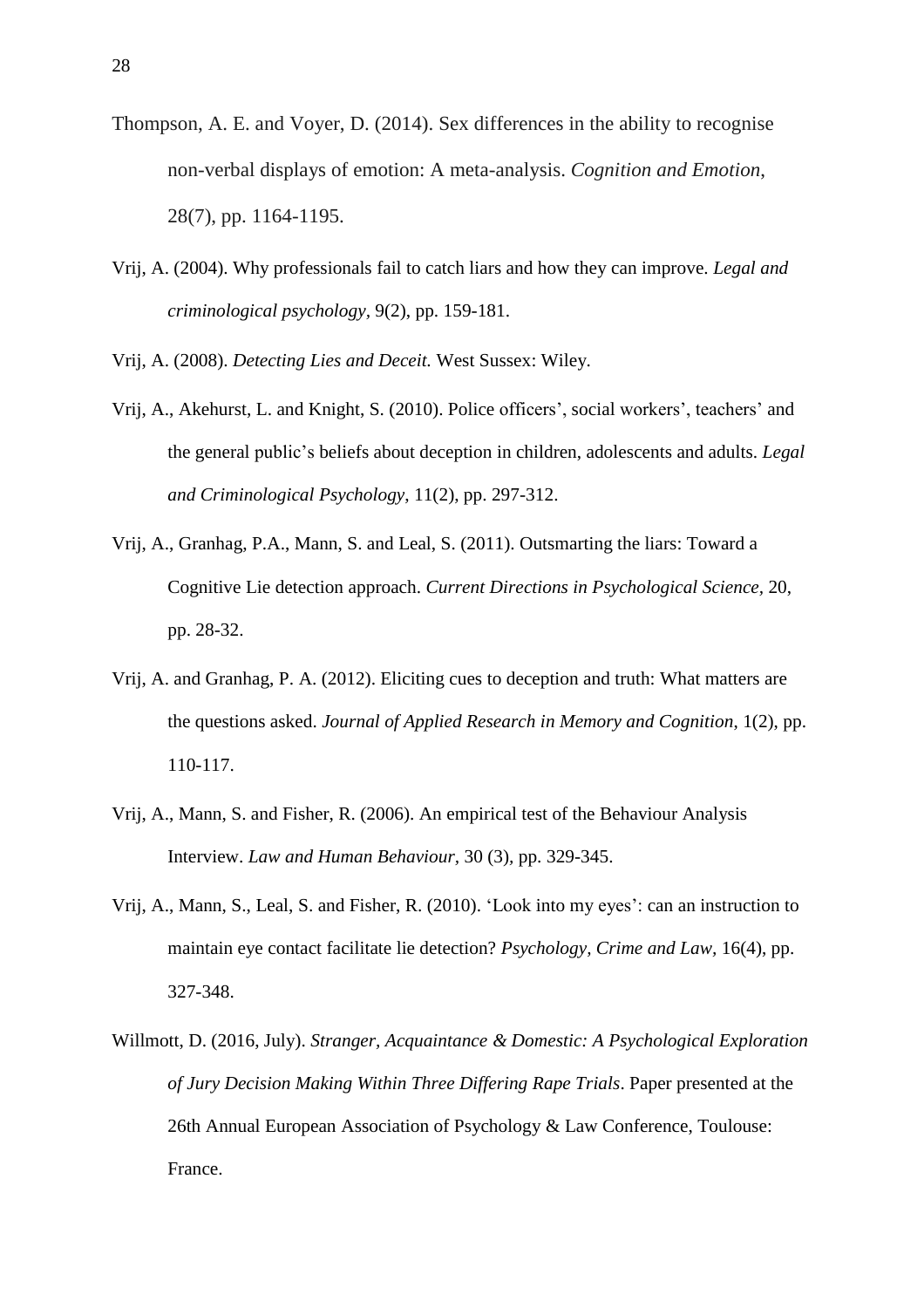Thompson, A. E. and Voyer, D. (2014). Sex differences in the ability to recognise non-verbal displays of emotion: A meta-analysis. *Cognition and Emotion*, 28(7), pp. 1164-1195.

Vrij, A. (2004). Why professionals fail to catch liars and how they can improve. *Legal and criminological psychology*, 9(2), pp. 159-181.

Vrij, A. (2008). *Detecting Lies and Deceit.* West Sussex: Wiley.

Vrij, A., Akehurst, L. and Knight, S. (2010). Police officers', social workers', teachers' and the general public's beliefs about deception in children, adolescents and adults. *Legal and Criminological Psychology*, 11(2), pp. 297-312.

Vrij, A., Granhag, P.A., Mann, S. and Leal, S. (2011). Outsmarting the liars: Toward a Cognitive Lie detection approach. *Current Directions in Psychological Science*, 20, pp. 28-32.

Vrij, A. and Granhag, P. A. (2012). Eliciting cues to deception and truth: What matters are the questions asked. *Journal of Applied Research in Memory and Cognition*, 1(2), pp. 110-117.

Vrij, A., Mann, S. and Fisher, R. (2006). An empirical test of the Behaviour Analysis Interview. *Law and Human Behaviour*, 30 (3), pp. 329-345.

Vrij, A., Mann, S., Leal, S. and Fisher, R. (2010). 'Look into my eyes': can an instruction to maintain eye contact facilitate lie detection? *Psychology, Crime and Law*, 16(4), pp. 327-348.

Willmott, D. (2016, July). *Stranger, Acquaintance & Domestic: A Psychological Exploration of Jury Decision Making Within Three Differing Rape Trials*. Paper presented at the 26th Annual European Association of Psychology & Law Conference, Toulouse: France.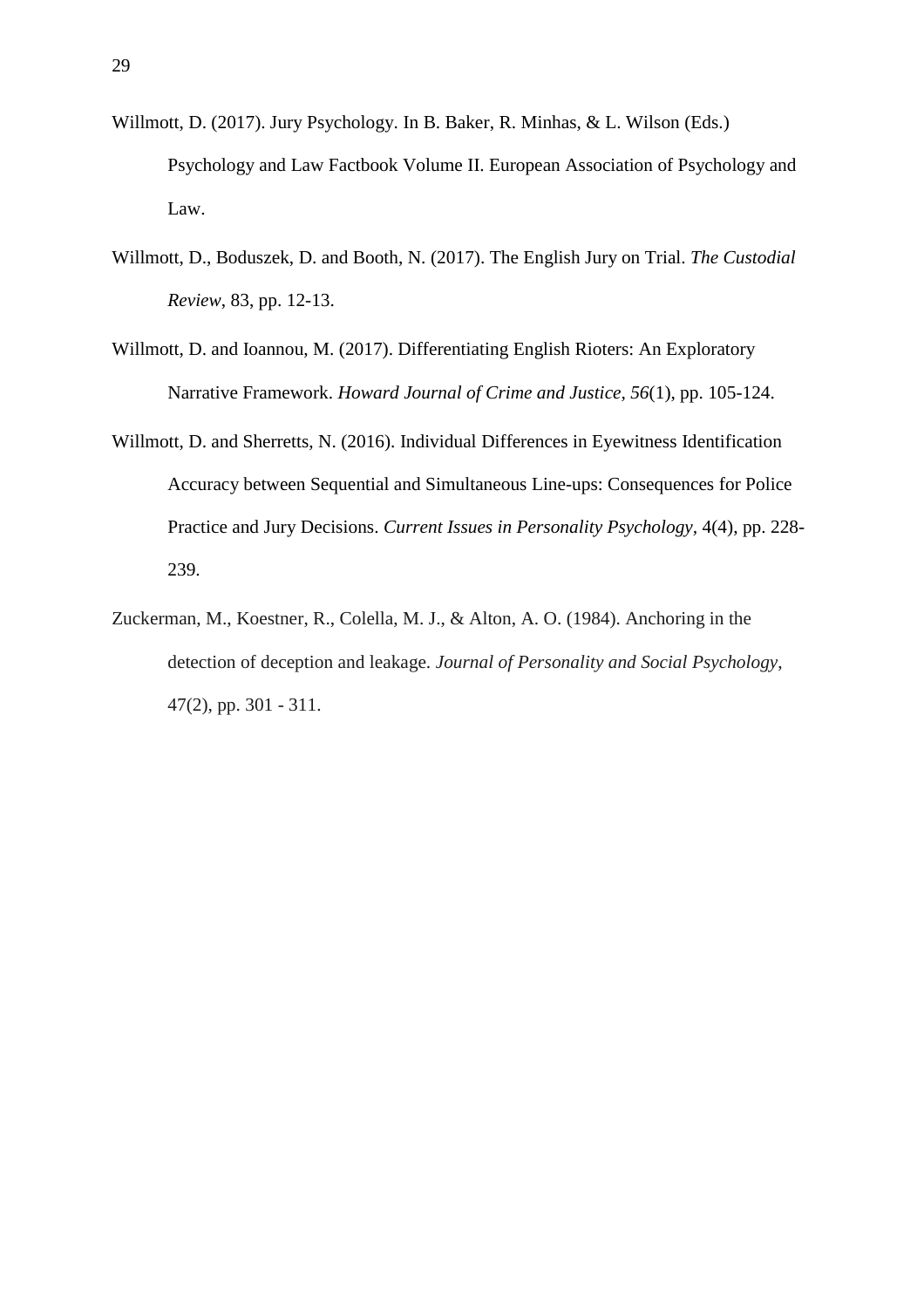Willmott, D. (2017). Jury Psychology. In B. Baker, R. Minhas, & L. Wilson (Eds.) Psychology and Law Factbook Volume II. European Association of Psychology and Law.

Willmott, D., Boduszek, D. and Booth, N. (2017). The English Jury on Trial. *The Custodial Review*, 83, pp. 12-13.

Willmott, D. and Ioannou, M. (2017). Differentiating English Rioters: An Exploratory Narrative Framework. *Howard Journal of Crime and Justice*, *56*(1), pp. 105-124.

Willmott, D. and Sherretts, N. (2016). Individual Differences in Eyewitness Identification Accuracy between Sequential and Simultaneous Line-ups: Consequences for Police Practice and Jury Decisions. *Current Issues in Personality Psychology*, 4(4), pp. 228-239.

Zuckerman, M., Koestner, R., Colella, M. J., & Alton, A. O. (1984). Anchoring in the detection of deception and leakage. *Journal of Personality and Social Psychology*, 47(2), pp. 301 - 311.